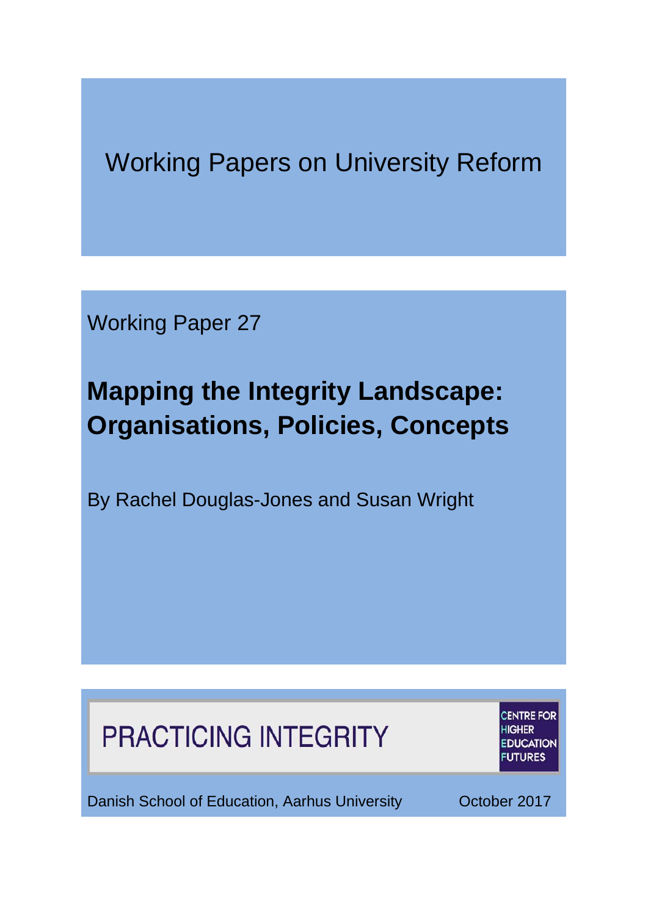Working Papers on University Reform

Working Paper 27

# Mapping the Integrity Landscape: Organisations, Policies, Concepts

By Rachel Douglas-Jones and Susan Wright

PRACTICING INTEGRITY

CENTRE FOR HIGHER EDUCATION FUTURES

Danish School of Education, Aarhus University

October 2017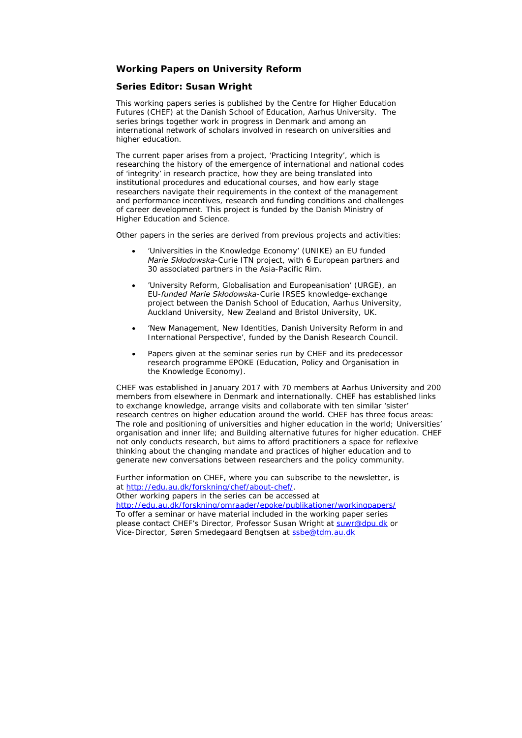## Working Papers on University Reform

## Series Editor: Susan Wright

This working papers series is published by the Centre for Higher Education Futures (CHEF) at the Danish School of Education, Aarhus University. The series brings together work in progress in Denmark and among an international network of scholars involved in research on universities and higher education.

The current paper arises from a project, 'Practicing Integrity', which is researching the history of the emergence of international and national codes of 'integrity' in research practice, how they are being translated into institutional procedures and educational courses, and how early stage researchers navigate their requirements in the context of the management and performance incentives, research and funding conditions and challenges of career development. This project is funded by the Danish Ministry of Higher Education and Science.

Other papers in the series are derived from previous projects and activities:

- 'Universities in the Knowledge Economy' (UNIKE) an EU funded *Marie Skłodowska*-Curie ITN project, with 6 European partners and 30 associated partners in the Asia-Pacific Rim.
- 'University Reform, Globalisation and Europeanisation' (URGE), an EU-*funded Marie Skłodowska*-Curie IRSES knowledge-exchange project between the Danish School of Education, Aarhus University, Auckland University, New Zealand and Bristol University, UK.
- 'New Management, New Identities, Danish University Reform in and International Perspective', funded by the Danish Research Council.
- Papers given at the seminar series run by CHEF and its predecessor research programme EPOKE (Education, Policy and Organisation in the Knowledge Economy).

CHEF was established in January 2017 with 70 members at Aarhus University and 200 members from elsewhere in Denmark and internationally. CHEF has established links to exchange knowledge, arrange visits and collaborate with ten similar 'sister' research centres on higher education around the world. CHEF has three focus areas: The role and positioning of universities and higher education in the world; Universities' organisation and inner life; and Building alternative futures for higher education. CHEF not only conducts research, but aims to afford practitioners a space for reflexive thinking about the changing mandate and practices of higher education and to generate new conversations between researchers and the policy community.

Further information on CHEF, where you can subscribe to the newsletter, is at http://edu.au.dk/forskning/chef/about-chef/.
Other working papers in the series can be accessed at
http://edu.au.dk/forskning/omraader/epoke/publikationer/workingpapers/
To offer a seminar or have material included in the working paper series please contact CHEF's Director, Professor Susan Wright at suwr@dpu.dk or Vice-Director, Søren Smedegaard Bengtsen at ssbe@tdm.au.dk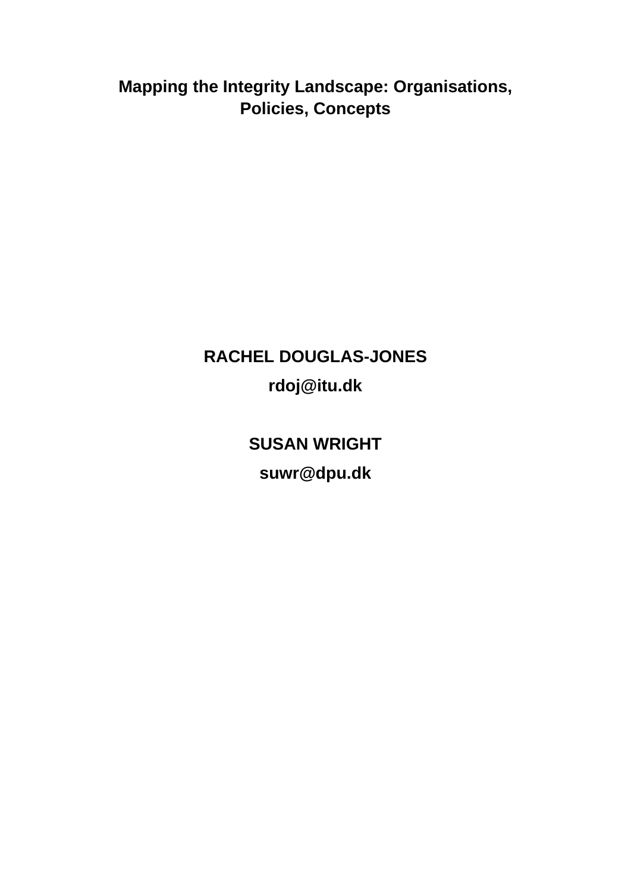# Mapping the Integrity Landscape: Organisations, Policies, Concepts

**RACHEL DOUGLAS-JONES**

**rdoj@itu.dk**

**SUSAN WRIGHT**

**suwr@dpu.dk**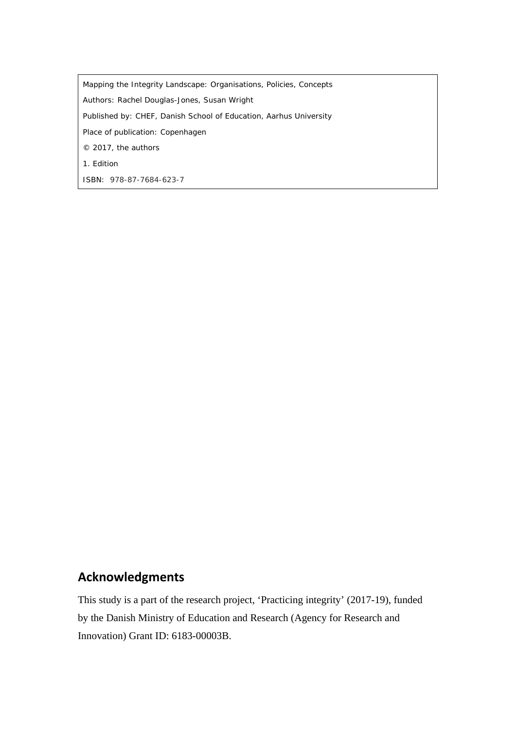Mapping the Integrity Landscape: Organisations, Policies, Concepts

Authors: Rachel Douglas-Jones, Susan Wright

Published by: CHEF, Danish School of Education, Aarhus University

Place of publication: Copenhagen

© 2017, the authors

1. Edition

ISBN: 978-87-7684-623-7

## Acknowledgments

This study is a part of the research project, 'Practicing integrity' (2017-19), funded by the Danish Ministry of Education and Research (Agency for Research and Innovation) Grant ID: 6183-00003B.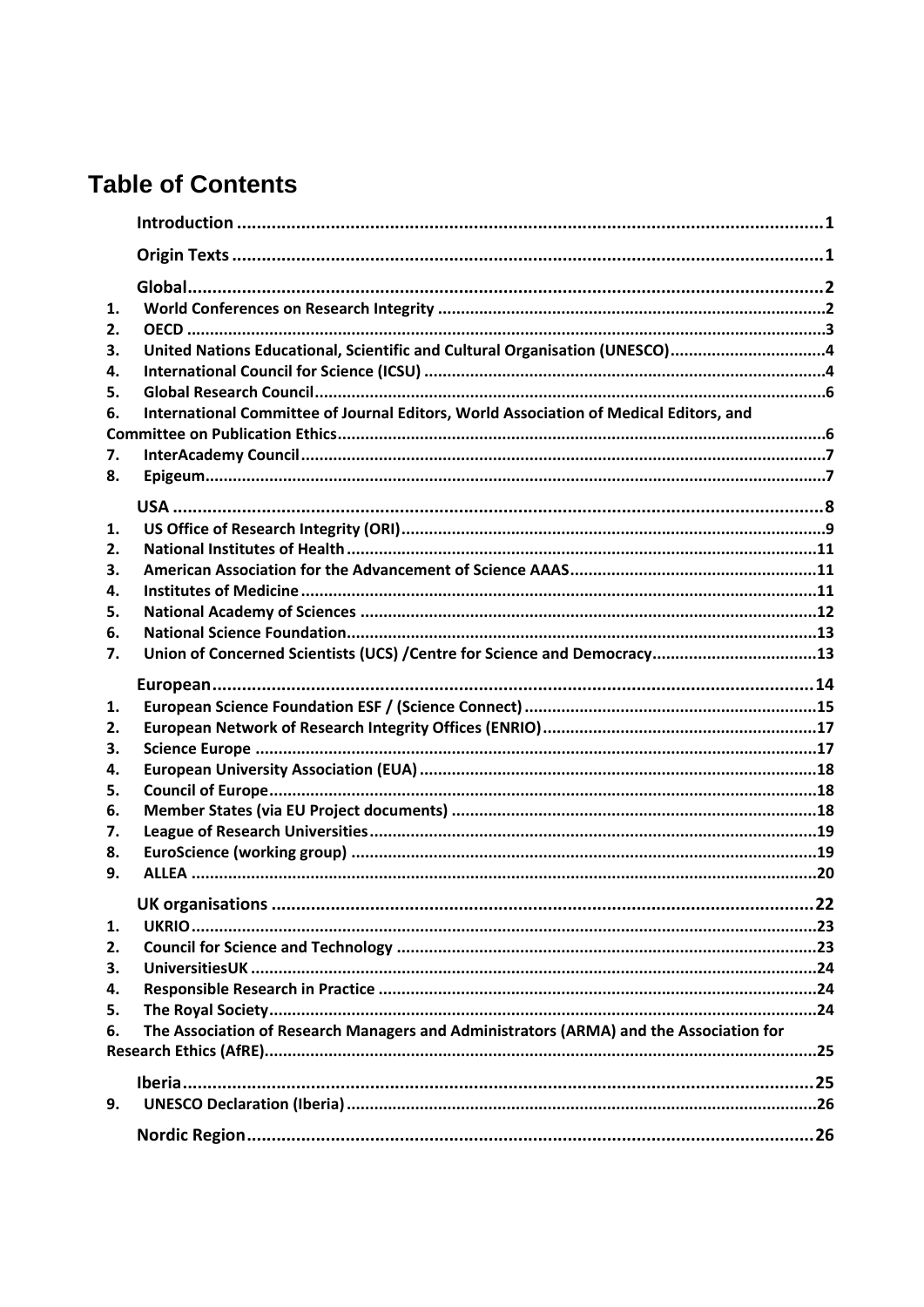# Table of Contents

Introduction ..... 1

Origin Texts ..... 1

Global ..... 2

1. World Conferences on Research Integrity ..... 2
2. OECD ..... 3
3. United Nations Educational, Scientific and Cultural Organisation (UNESCO) ..... 4
4. International Council for Science (ICSU) ..... 4
5. Global Research Council ..... 6
6. International Committee of Journal Editors, World Association of Medical Editors, and Committee on Publication Ethics ..... 6
7. InterAcademy Council ..... 7
8. Epigeum ..... 7

USA ..... 8

1. US Office of Research Integrity (ORI) ..... 9
2. National Institutes of Health ..... 11
3. American Association for the Advancement of Science AAAS ..... 11
4. Institutes of Medicine ..... 11
5. National Academy of Sciences ..... 12
6. National Science Foundation ..... 13
7. Union of Concerned Scientists (UCS) /Centre for Science and Democracy ..... 13

European ..... 14

1. European Science Foundation ESF / (Science Connect) ..... 15
2. European Network of Research Integrity Offices (ENRIO) ..... 17
3. Science Europe ..... 17
4. European University Association (EUA) ..... 18
5. Council of Europe ..... 18
6. Member States (via EU Project documents) ..... 18
7. League of Research Universities ..... 19
8. EuroScience (working group) ..... 19
9. ALLEA ..... 20

UK organisations ..... 22

1. UKRIO ..... 23
2. Council for Science and Technology ..... 23
3. UniversitiesUK ..... 24
4. Responsible Research in Practice ..... 24
5. The Royal Society ..... 24
6. The Association of Research Managers and Administrators (ARMA) and the Association for Research Ethics (AfRE) ..... 25

Iberia ..... 25

9. UNESCO Declaration (Iberia) ..... 26

Nordic Region ..... 26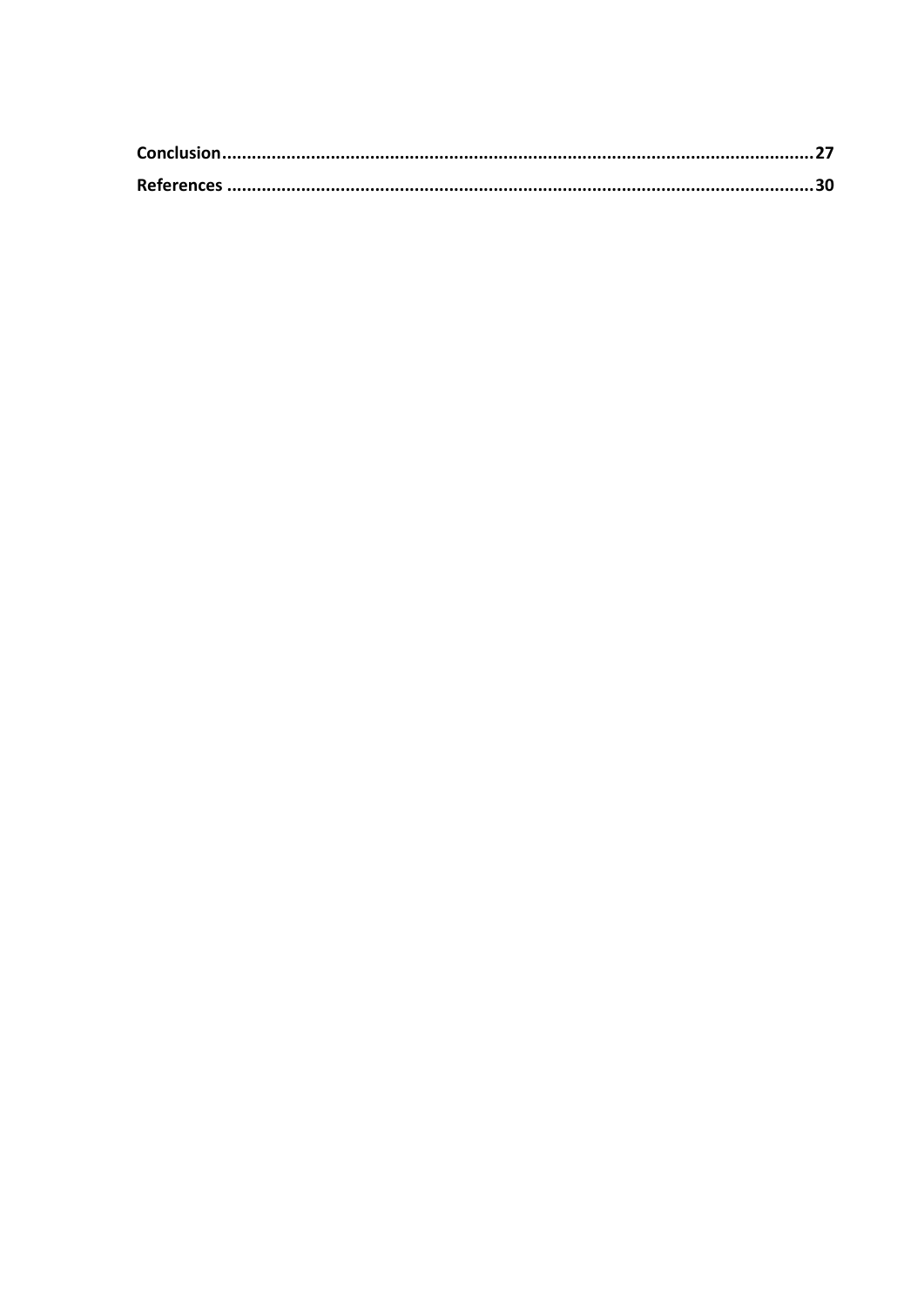**Conclusion** .......................................................................................................................... **27**

**References** .......................................................................................................................... **30**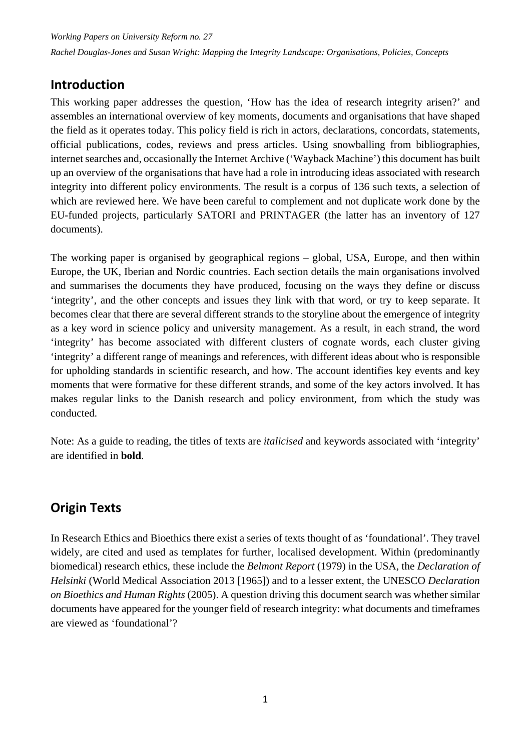## Introduction

This working paper addresses the question, 'How has the idea of research integrity arisen?' and assembles an international overview of key moments, documents and organisations that have shaped the field as it operates today. This policy field is rich in actors, declarations, concordats, statements, official publications, codes, reviews and press articles. Using snowballing from bibliographies, internet searches and, occasionally the Internet Archive ('Wayback Machine') this document has built up an overview of the organisations that have had a role in introducing ideas associated with research integrity into different policy environments. The result is a corpus of 136 such texts, a selection of which are reviewed here. We have been careful to complement and not duplicate work done by the EU-funded projects, particularly SATORI and PRINTAGER (the latter has an inventory of 127 documents).

The working paper is organised by geographical regions – global, USA, Europe, and then within Europe, the UK, Iberian and Nordic countries. Each section details the main organisations involved and summarises the documents they have produced, focusing on the ways they define or discuss 'integrity', and the other concepts and issues they link with that word, or try to keep separate. It becomes clear that there are several different strands to the storyline about the emergence of integrity as a key word in science policy and university management. As a result, in each strand, the word 'integrity' has become associated with different clusters of cognate words, each cluster giving 'integrity' a different range of meanings and references, with different ideas about who is responsible for upholding standards in scientific research, and how. The account identifies key events and key moments that were formative for these different strands, and some of the key actors involved. It has makes regular links to the Danish research and policy environment, from which the study was conducted.

Note: As a guide to reading, the titles of texts are *italicised* and keywords associated with 'integrity' are identified in **bold**.

## Origin Texts

In Research Ethics and Bioethics there exist a series of texts thought of as 'foundational'. They travel widely, are cited and used as templates for further, localised development. Within (predominantly biomedical) research ethics, these include the *Belmont Report* (1979) in the USA, the *Declaration of Helsinki* (World Medical Association 2013 [1965]) and to a lesser extent, the UNESCO *Declaration on Bioethics and Human Rights* (2005). A question driving this document search was whether similar documents have appeared for the younger field of research integrity: what documents and timeframes are viewed as 'foundational'?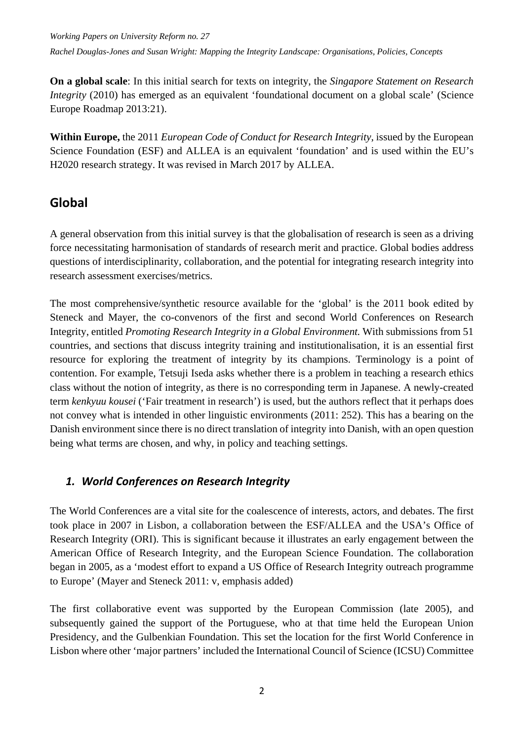**On a global scale**: In this initial search for texts on integrity, the *Singapore Statement on Research Integrity* (2010) has emerged as an equivalent 'foundational document on a global scale' (Science Europe Roadmap 2013:21).

**Within Europe,** the 2011 *European Code of Conduct for Research Integrity*, issued by the European Science Foundation (ESF) and ALLEA is an equivalent 'foundation' and is used within the EU's H2020 research strategy. It was revised in March 2017 by ALLEA.

## Global

A general observation from this initial survey is that the globalisation of research is seen as a driving force necessitating harmonisation of standards of research merit and practice. Global bodies address questions of interdisciplinarity, collaboration, and the potential for integrating research integrity into research assessment exercises/metrics.

The most comprehensive/synthetic resource available for the 'global' is the 2011 book edited by Steneck and Mayer, the co-convenors of the first and second World Conferences on Research Integrity, entitled *Promoting Research Integrity in a Global Environment.* With submissions from 51 countries, and sections that discuss integrity training and institutionalisation, it is an essential first resource for exploring the treatment of integrity by its champions. Terminology is a point of contention. For example, Tetsuji Iseda asks whether there is a problem in teaching a research ethics class without the notion of integrity, as there is no corresponding term in Japanese. A newly-created term *kenkyuu kousei* ('Fair treatment in research') is used, but the authors reflect that it perhaps does not convey what is intended in other linguistic environments (2011: 252). This has a bearing on the Danish environment since there is no direct translation of integrity into Danish, with an open question being what terms are chosen, and why, in policy and teaching settings.

### *1. World Conferences on Research Integrity*

The World Conferences are a vital site for the coalescence of interests, actors, and debates. The first took place in 2007 in Lisbon, a collaboration between the ESF/ALLEA and the USA's Office of Research Integrity (ORI). This is significant because it illustrates an early engagement between the American Office of Research Integrity, and the European Science Foundation. The collaboration began in 2005, as a 'modest effort to expand a US Office of Research Integrity outreach programme to Europe' (Mayer and Steneck 2011: v, emphasis added)

The first collaborative event was supported by the European Commission (late 2005), and subsequently gained the support of the Portuguese, who at that time held the European Union Presidency, and the Gulbenkian Foundation. This set the location for the first World Conference in Lisbon where other 'major partners' included the International Council of Science (ICSU) Committee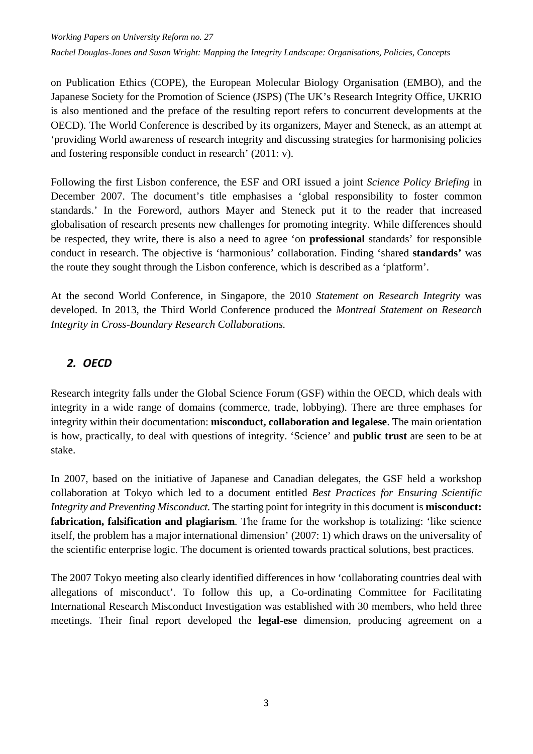on Publication Ethics (COPE), the European Molecular Biology Organisation (EMBO), and the Japanese Society for the Promotion of Science (JSPS) (The UK's Research Integrity Office, UKRIO is also mentioned and the preface of the resulting report refers to concurrent developments at the OECD). The World Conference is described by its organizers, Mayer and Steneck, as an attempt at 'providing World awareness of research integrity and discussing strategies for harmonising policies and fostering responsible conduct in research' (2011: v).

Following the first Lisbon conference, the ESF and ORI issued a joint *Science Policy Briefing* in December 2007. The document's title emphasises a 'global responsibility to foster common standards.' In the Foreword, authors Mayer and Steneck put it to the reader that increased globalisation of research presents new challenges for promoting integrity. While differences should be respected, they write, there is also a need to agree 'on **professional** standards' for responsible conduct in research. The objective is 'harmonious' collaboration. Finding 'shared **standards'** was the route they sought through the Lisbon conference, which is described as a 'platform'.

At the second World Conference, in Singapore, the 2010 *Statement on Research Integrity* was developed. In 2013, the Third World Conference produced the *Montreal Statement on Research Integrity in Cross-Boundary Research Collaborations.*

## *2. OECD*

Research integrity falls under the Global Science Forum (GSF) within the OECD, which deals with integrity in a wide range of domains (commerce, trade, lobbying). There are three emphases for integrity within their documentation: **misconduct, collaboration and legalese**. The main orientation is how, practically, to deal with questions of integrity. 'Science' and **public trust** are seen to be at stake.

In 2007, based on the initiative of Japanese and Canadian delegates, the GSF held a workshop collaboration at Tokyo which led to a document entitled *Best Practices for Ensuring Scientific Integrity and Preventing Misconduct.* The starting point for integrity in this document is **misconduct: fabrication, falsification and plagiarism**. The frame for the workshop is totalizing: 'like science itself, the problem has a major international dimension' (2007: 1) which draws on the universality of the scientific enterprise logic. The document is oriented towards practical solutions, best practices.

The 2007 Tokyo meeting also clearly identified differences in how 'collaborating countries deal with allegations of misconduct'. To follow this up, a Co-ordinating Committee for Facilitating International Research Misconduct Investigation was established with 30 members, who held three meetings. Their final report developed the **legal-ese** dimension, producing agreement on a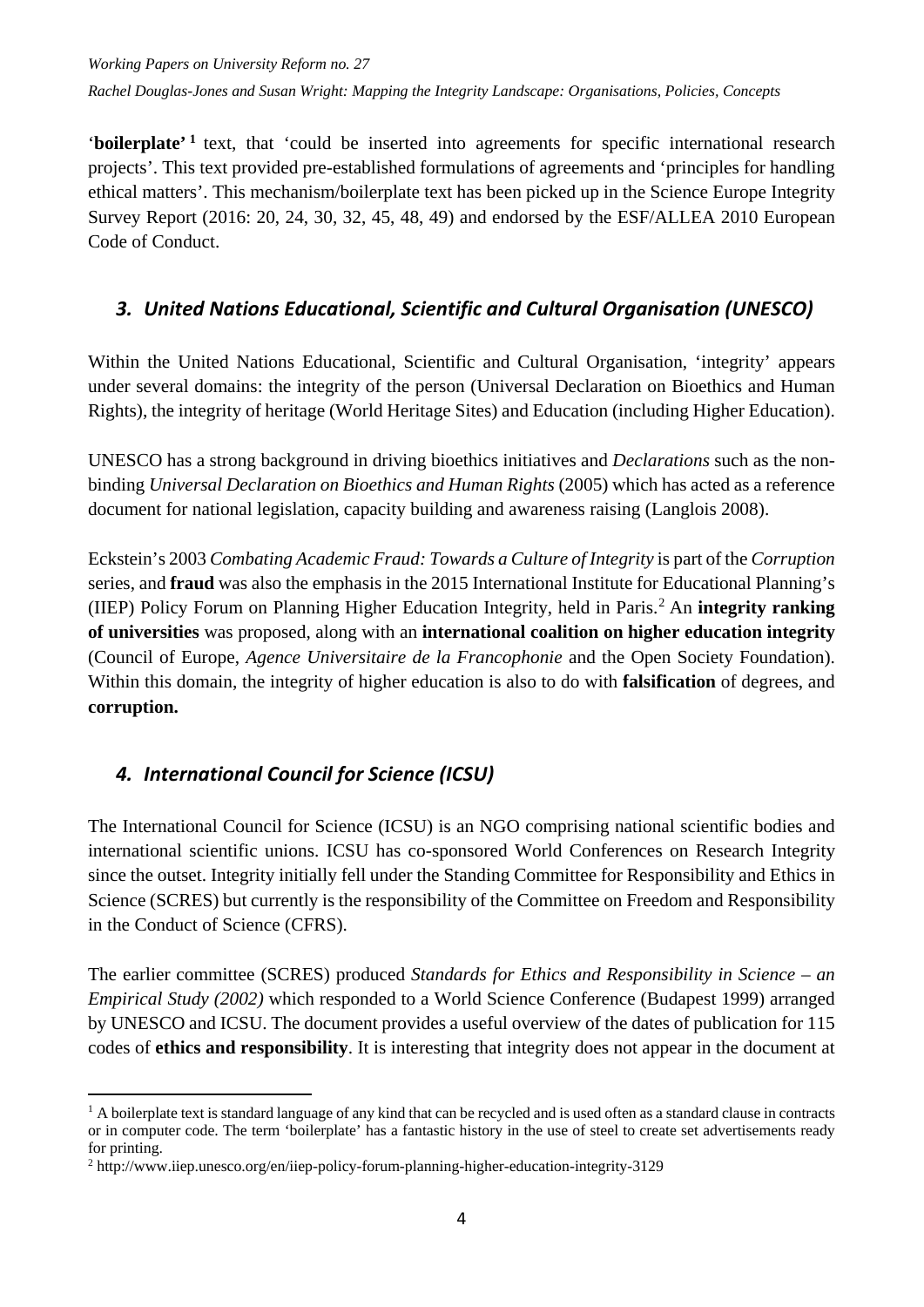'**boilerplate'** [1] text, that 'could be inserted into agreements for specific international research projects'. This text provided pre-established formulations of agreements and 'principles for handling ethical matters'. This mechanism/boilerplate text has been picked up in the Science Europe Integrity Survey Report (2016: 20, 24, 30, 32, 45, 48, 49) and endorsed by the ESF/ALLEA 2010 European Code of Conduct.

## *3. United Nations Educational, Scientific and Cultural Organisation (UNESCO)*

Within the United Nations Educational, Scientific and Cultural Organisation, 'integrity' appears under several domains: the integrity of the person (Universal Declaration on Bioethics and Human Rights), the integrity of heritage (World Heritage Sites) and Education (including Higher Education).

UNESCO has a strong background in driving bioethics initiatives and *Declarations* such as the non-binding *Universal Declaration on Bioethics and Human Rights* (2005) which has acted as a reference document for national legislation, capacity building and awareness raising (Langlois 2008).

Eckstein's 2003 *Combating Academic Fraud: Towards a Culture of Integrity* is part of the *Corruption* series, and **fraud** was also the emphasis in the 2015 International Institute for Educational Planning's (IIEP) Policy Forum on Planning Higher Education Integrity, held in Paris.[2] An **integrity ranking of universities** was proposed, along with an **international coalition on higher education integrity** (Council of Europe, *Agence Universitaire de la Francophonie* and the Open Society Foundation). Within this domain, the integrity of higher education is also to do with **falsification** of degrees, and **corruption.**

## *4. International Council for Science (ICSU)*

The International Council for Science (ICSU) is an NGO comprising national scientific bodies and international scientific unions. ICSU has co-sponsored World Conferences on Research Integrity since the outset. Integrity initially fell under the Standing Committee for Responsibility and Ethics in Science (SCRES) but currently is the responsibility of the Committee on Freedom and Responsibility in the Conduct of Science (CFRS).

The earlier committee (SCRES) produced *Standards for Ethics and Responsibility in Science – an Empirical Study (2002)* which responded to a World Science Conference (Budapest 1999) arranged by UNESCO and ICSU. The document provides a useful overview of the dates of publication for 115 codes of **ethics and responsibility**. It is interesting that integrity does not appear in the document at

---

[1] A boilerplate text is standard language of any kind that can be recycled and is used often as a standard clause in contracts or in computer code. The term 'boilerplate' has a fantastic history in the use of steel to create set advertisements ready for printing.

[2] http://www.iiep.unesco.org/en/iiep-policy-forum-planning-higher-education-integrity-3129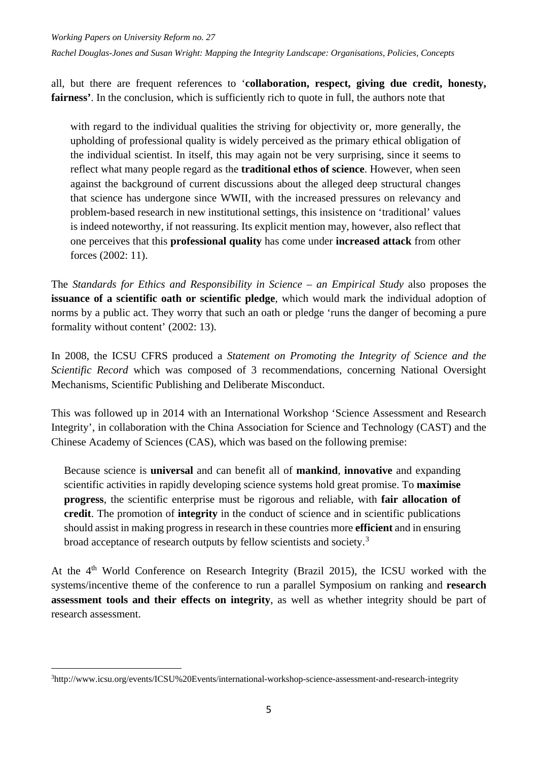all, but there are frequent references to '**collaboration, respect, giving due credit, honesty, fairness'**. In the conclusion, which is sufficiently rich to quote in full, the authors note that

> with regard to the individual qualities the striving for objectivity or, more generally, the upholding of professional quality is widely perceived as the primary ethical obligation of the individual scientist. In itself, this may again not be very surprising, since it seems to reflect what many people regard as the **traditional ethos of science**. However, when seen against the background of current discussions about the alleged deep structural changes that science has undergone since WWII, with the increased pressures on relevancy and problem-based research in new institutional settings, this insistence on 'traditional' values is indeed noteworthy, if not reassuring. Its explicit mention may, however, also reflect that one perceives that this **professional quality** has come under **increased attack** from other forces (2002: 11).

The *Standards for Ethics and Responsibility in Science – an Empirical Study* also proposes the **issuance of a scientific oath or scientific pledge**, which would mark the individual adoption of norms by a public act. They worry that such an oath or pledge 'runs the danger of becoming a pure formality without content' (2002: 13).

In 2008, the ICSU CFRS produced a *Statement on Promoting the Integrity of Science and the Scientific Record* which was composed of 3 recommendations, concerning National Oversight Mechanisms, Scientific Publishing and Deliberate Misconduct.

This was followed up in 2014 with an International Workshop 'Science Assessment and Research Integrity', in collaboration with the China Association for Science and Technology (CAST) and the Chinese Academy of Sciences (CAS), which was based on the following premise:

> Because science is **universal** and can benefit all of **mankind**, **innovative** and expanding scientific activities in rapidly developing science systems hold great promise. To **maximise progress**, the scientific enterprise must be rigorous and reliable, with **fair allocation of credit**. The promotion of **integrity** in the conduct of science and in scientific publications should assist in making progress in research in these countries more **efficient** and in ensuring broad acceptance of research outputs by fellow scientists and society.[3]

At the 4th World Conference on Research Integrity (Brazil 2015), the ICSU worked with the systems/incentive theme of the conference to run a parallel Symposium on ranking and **research assessment tools and their effects on integrity**, as well as whether integrity should be part of research assessment.

[3] http://www.icsu.org/events/ICSU%20Events/international-workshop-science-assessment-and-research-integrity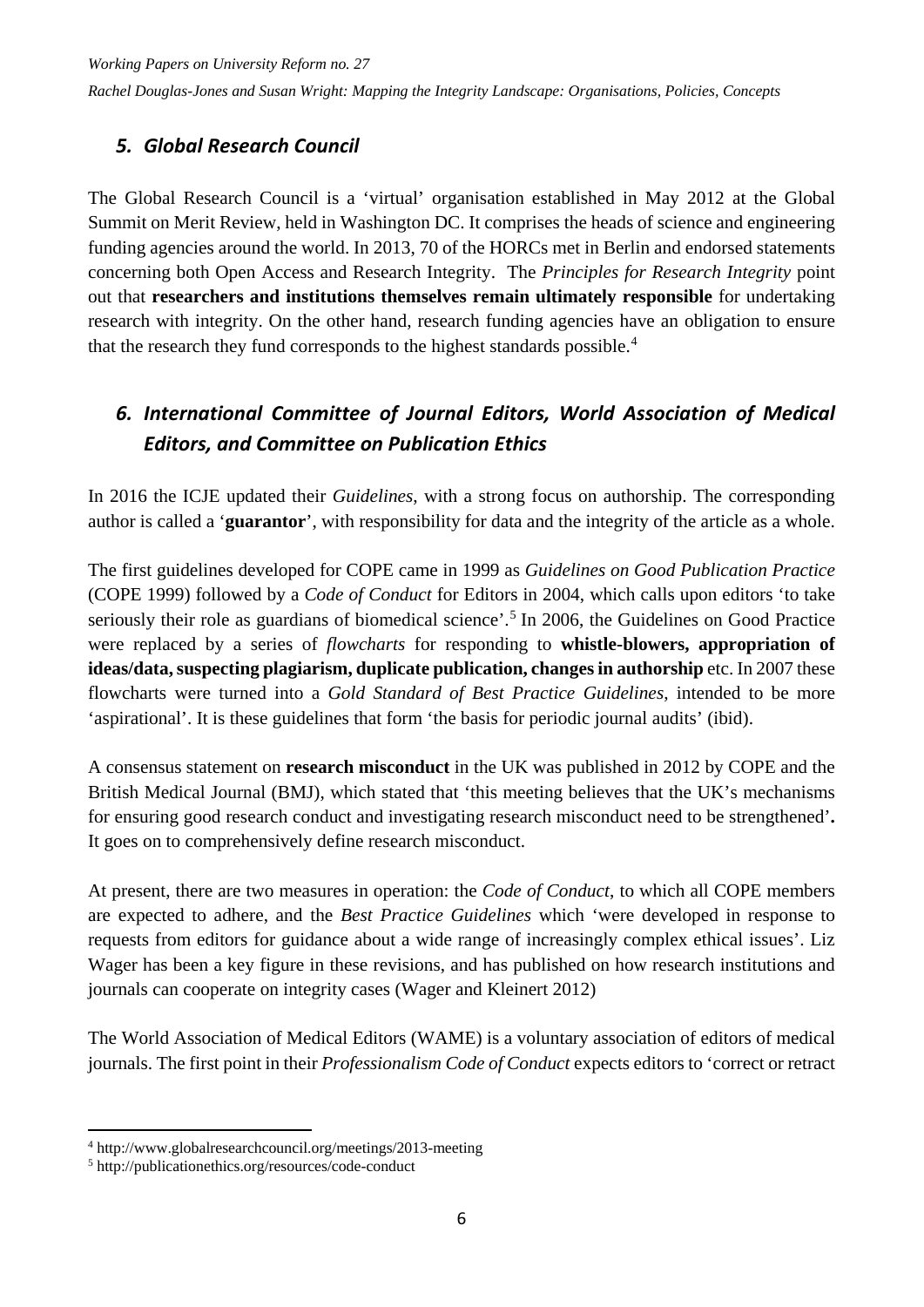## *5. Global Research Council*

The Global Research Council is a 'virtual' organisation established in May 2012 at the Global Summit on Merit Review, held in Washington DC. It comprises the heads of science and engineering funding agencies around the world. In 2013, 70 of the HORCs met in Berlin and endorsed statements concerning both Open Access and Research Integrity. The *Principles for Research Integrity* point out that **researchers and institutions themselves remain ultimately responsible** for undertaking research with integrity. On the other hand, research funding agencies have an obligation to ensure that the research they fund corresponds to the highest standards possible.[4]

## *6. International Committee of Journal Editors, World Association of Medical Editors, and Committee on Publication Ethics*

In 2016 the ICJE updated their *Guidelines*, with a strong focus on authorship. The corresponding author is called a '**guarantor**', with responsibility for data and the integrity of the article as a whole.

The first guidelines developed for COPE came in 1999 as *Guidelines on Good Publication Practice* (COPE 1999) followed by a *Code of Conduct* for Editors in 2004, which calls upon editors 'to take seriously their role as guardians of biomedical science'.[5] In 2006, the Guidelines on Good Practice were replaced by a series of *flowcharts* for responding to **whistle-blowers, appropriation of ideas/data, suspecting plagiarism, duplicate publication, changes in authorship** etc. In 2007 these flowcharts were turned into a *Gold Standard of Best Practice Guidelines*, intended to be more 'aspirational'. It is these guidelines that form 'the basis for periodic journal audits' (ibid).

A consensus statement on **research misconduct** in the UK was published in 2012 by COPE and the British Medical Journal (BMJ), which stated that 'this meeting believes that the UK's mechanisms for ensuring good research conduct and investigating research misconduct need to be strengthened'**.** It goes on to comprehensively define research misconduct.

At present, there are two measures in operation: the *Code of Conduct*, to which all COPE members are expected to adhere, and the *Best Practice Guidelines* which 'were developed in response to requests from editors for guidance about a wide range of increasingly complex ethical issues'. Liz Wager has been a key figure in these revisions, and has published on how research institutions and journals can cooperate on integrity cases (Wager and Kleinert 2012)

The World Association of Medical Editors (WAME) is a voluntary association of editors of medical journals. The first point in their *Professionalism Code of Conduct* expects editors to 'correct or retract

[4] http://www.globalresearchcouncil.org/meetings/2013-meeting

[5] http://publicationethics.org/resources/code-conduct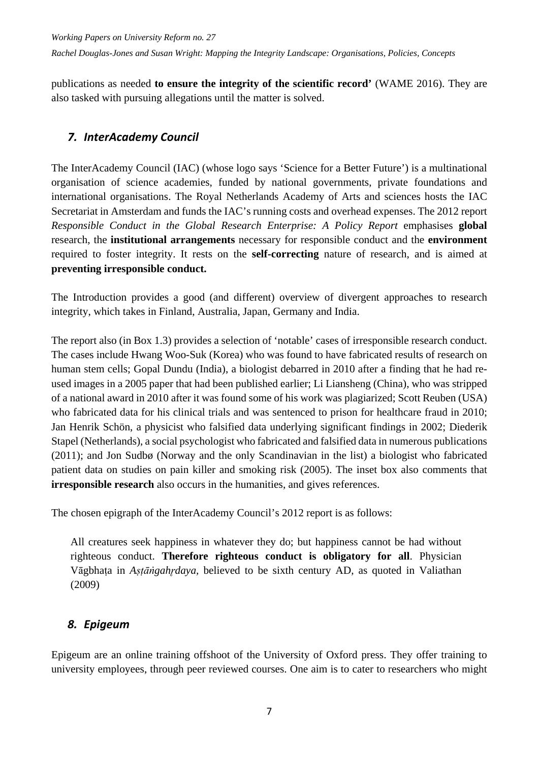publications as needed **to ensure the integrity of the scientific record'** (WAME 2016). They are also tasked with pursuing allegations until the matter is solved.

## *7. InterAcademy Council*

The InterAcademy Council (IAC) (whose logo says 'Science for a Better Future') is a multinational organisation of science academies, funded by national governments, private foundations and international organisations. The Royal Netherlands Academy of Arts and sciences hosts the IAC Secretariat in Amsterdam and funds the IAC's running costs and overhead expenses. The 2012 report *Responsible Conduct in the Global Research Enterprise: A Policy Report* emphasises **global** research, the **institutional arrangements** necessary for responsible conduct and the **environment** required to foster integrity. It rests on the **self-correcting** nature of research, and is aimed at **preventing irresponsible conduct.**

The Introduction provides a good (and different) overview of divergent approaches to research integrity, which takes in Finland, Australia, Japan, Germany and India.

The report also (in Box 1.3) provides a selection of 'notable' cases of irresponsible research conduct. The cases include Hwang Woo-Suk (Korea) who was found to have fabricated results of research on human stem cells; Gopal Dundu (India), a biologist debarred in 2010 after a finding that he had re-used images in a 2005 paper that had been published earlier; Li Liansheng (China), who was stripped of a national award in 2010 after it was found some of his work was plagiarized; Scott Reuben (USA) who fabricated data for his clinical trials and was sentenced to prison for healthcare fraud in 2010; Jan Henrik Schön, a physicist who falsified data underlying significant findings in 2002; Diederik Stapel (Netherlands), a social psychologist who fabricated and falsified data in numerous publications (2011); and Jon Sudbø (Norway and the only Scandinavian in the list) a biologist who fabricated patient data on studies on pain killer and smoking risk (2005). The inset box also comments that **irresponsible research** also occurs in the humanities, and gives references.

The chosen epigraph of the InterAcademy Council's 2012 report is as follows:

> All creatures seek happiness in whatever they do; but happiness cannot be had without righteous conduct. **Therefore righteous conduct is obligatory for all**. Physician Vāgbhaṭa in *Aṣṭāṅgahṛdaya,* believed to be sixth century AD, as quoted in Valiathan (2009)

## *8. Epigeum*

Epigeum are an online training offshoot of the University of Oxford press. They offer training to university employees, through peer reviewed courses. One aim is to cater to researchers who might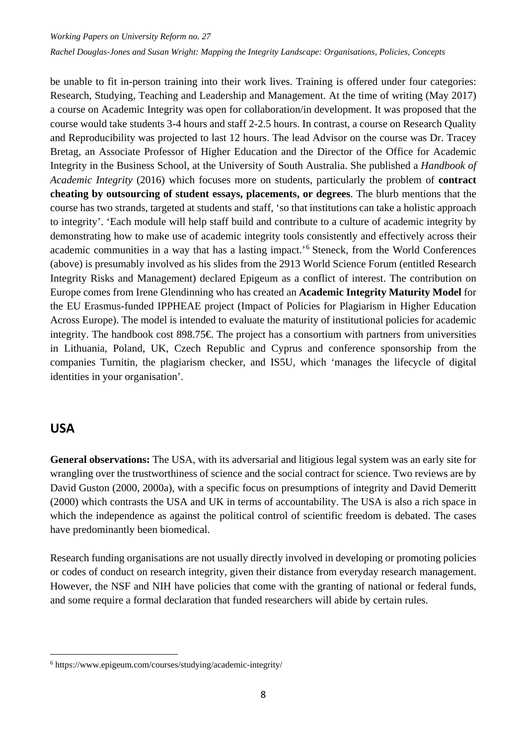be unable to fit in-person training into their work lives. Training is offered under four categories: Research, Studying, Teaching and Leadership and Management. At the time of writing (May 2017) a course on Academic Integrity was open for collaboration/in development. It was proposed that the course would take students 3-4 hours and staff 2-2.5 hours. In contrast, a course on Research Quality and Reproducibility was projected to last 12 hours. The lead Advisor on the course was Dr. Tracey Bretag, an Associate Professor of Higher Education and the Director of the Office for Academic Integrity in the Business School, at the University of South Australia. She published a *Handbook of Academic Integrity* (2016) which focuses more on students, particularly the problem of **contract cheating by outsourcing of student essays, placements, or degrees**. The blurb mentions that the course has two strands, targeted at students and staff, 'so that institutions can take a holistic approach to integrity'. 'Each module will help staff build and contribute to a culture of academic integrity by demonstrating how to make use of academic integrity tools consistently and effectively across their academic communities in a way that has a lasting impact.'[6] Steneck, from the World Conferences (above) is presumably involved as his slides from the 2913 World Science Forum (entitled Research Integrity Risks and Management) declared Epigeum as a conflict of interest. The contribution on Europe comes from Irene Glendinning who has created an **Academic Integrity Maturity Model** for the EU Erasmus-funded IPPHEAE project (Impact of Policies for Plagiarism in Higher Education Across Europe). The model is intended to evaluate the maturity of institutional policies for academic integrity. The handbook cost 898.75€. The project has a consortium with partners from universities in Lithuania, Poland, UK, Czech Republic and Cyprus and conference sponsorship from the companies Turnitin, the plagiarism checker, and IS5U, which 'manages the lifecycle of digital identities in your organisation'.

## USA

**General observations:** The USA, with its adversarial and litigious legal system was an early site for wrangling over the trustworthiness of science and the social contract for science. Two reviews are by David Guston (2000, 2000a), with a specific focus on presumptions of integrity and David Demeritt (2000) which contrasts the USA and UK in terms of accountability. The USA is also a rich space in which the independence as against the political control of scientific freedom is debated. The cases have predominantly been biomedical.

Research funding organisations are not usually directly involved in developing or promoting policies or codes of conduct on research integrity, given their distance from everyday research management. However, the NSF and NIH have policies that come with the granting of national or federal funds, and some require a formal declaration that funded researchers will abide by certain rules.

[6] https://www.epigeum.com/courses/studying/academic-integrity/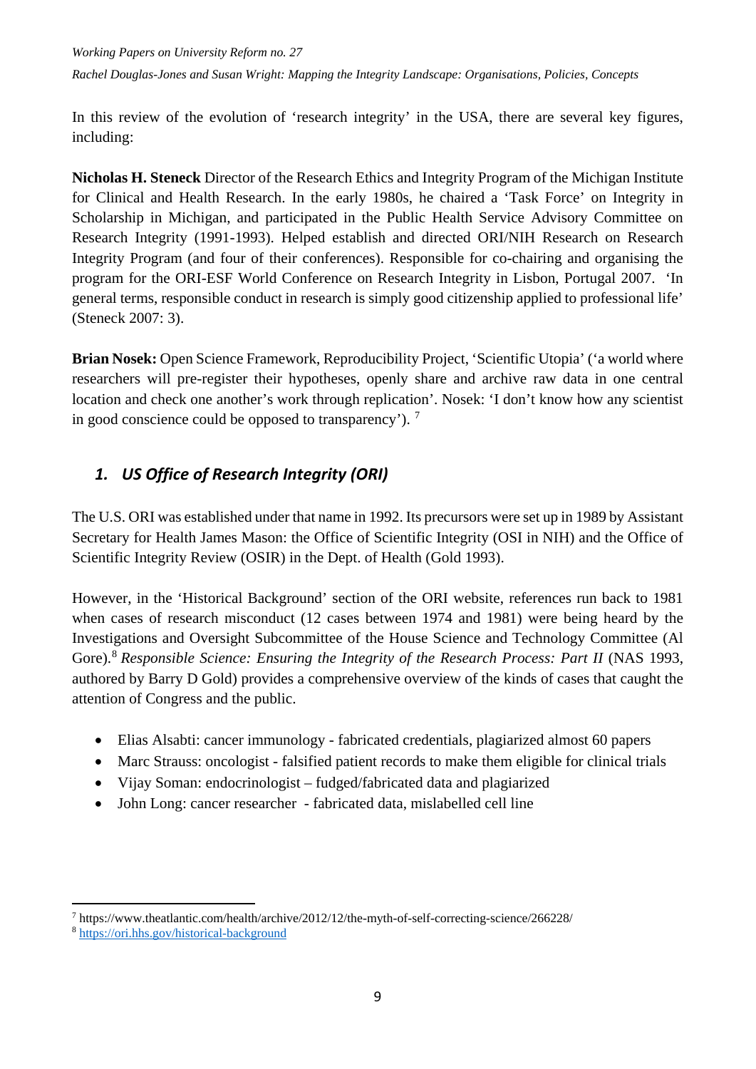In this review of the evolution of 'research integrity' in the USA, there are several key figures, including:

**Nicholas H. Steneck** Director of the Research Ethics and Integrity Program of the Michigan Institute for Clinical and Health Research. In the early 1980s, he chaired a 'Task Force' on Integrity in Scholarship in Michigan, and participated in the Public Health Service Advisory Committee on Research Integrity (1991-1993). Helped establish and directed ORI/NIH Research on Research Integrity Program (and four of their conferences). Responsible for co-chairing and organising the program for the ORI-ESF World Conference on Research Integrity in Lisbon, Portugal 2007. 'In general terms, responsible conduct in research is simply good citizenship applied to professional life' (Steneck 2007: 3).

**Brian Nosek:** Open Science Framework, Reproducibility Project, 'Scientific Utopia' ('a world where researchers will pre-register their hypotheses, openly share and archive raw data in one central location and check one another's work through replication'. Nosek: 'I don't know how any scientist in good conscience could be opposed to transparency'). [7]

## 1. US Office of Research Integrity (ORI)

The U.S. ORI was established under that name in 1992. Its precursors were set up in 1989 by Assistant Secretary for Health James Mason: the Office of Scientific Integrity (OSI in NIH) and the Office of Scientific Integrity Review (OSIR) in the Dept. of Health (Gold 1993).

However, in the 'Historical Background' section of the ORI website, references run back to 1981 when cases of research misconduct (12 cases between 1974 and 1981) were being heard by the Investigations and Oversight Subcommittee of the House Science and Technology Committee (Al Gore).[8] *Responsible Science: Ensuring the Integrity of the Research Process: Part II* (NAS 1993, authored by Barry D Gold) provides a comprehensive overview of the kinds of cases that caught the attention of Congress and the public.

- Elias Alsabti: cancer immunology - fabricated credentials, plagiarized almost 60 papers
- Marc Strauss: oncologist - falsified patient records to make them eligible for clinical trials
- Vijay Soman: endocrinologist – fudged/fabricated data and plagiarized
- John Long: cancer researcher - fabricated data, mislabelled cell line

[7] https://www.theatlantic.com/health/archive/2012/12/the-myth-of-self-correcting-science/266228/

[8] https://ori.hhs.gov/historical-background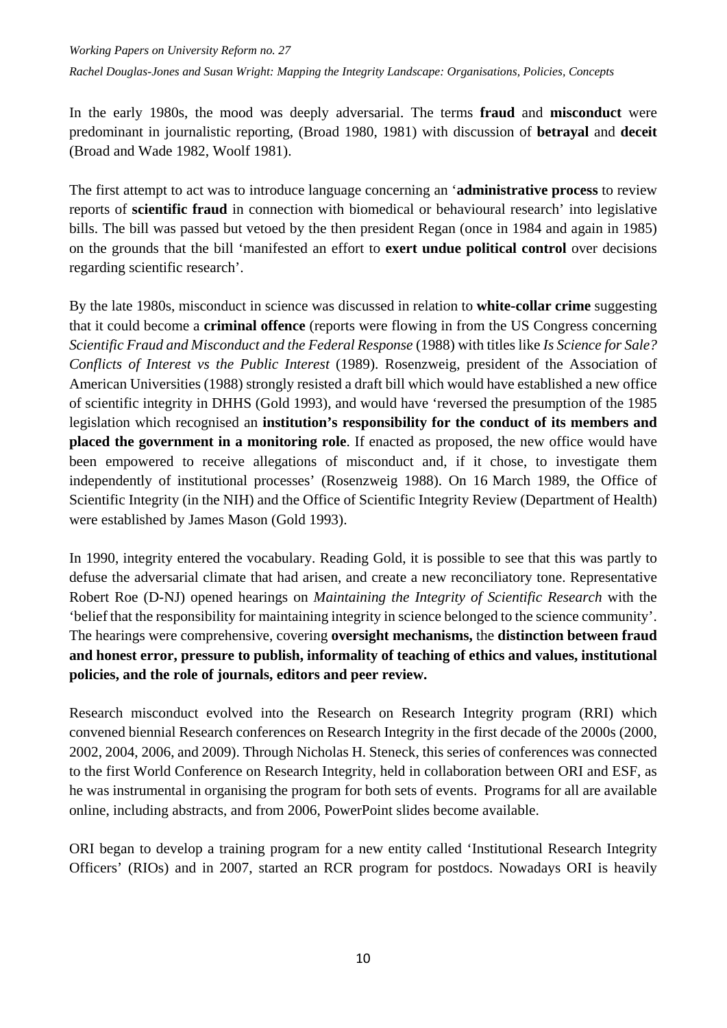In the early 1980s, the mood was deeply adversarial. The terms **fraud** and **misconduct** were predominant in journalistic reporting, (Broad 1980, 1981) with discussion of **betrayal** and **deceit** (Broad and Wade 1982, Woolf 1981).

The first attempt to act was to introduce language concerning an '**administrative process** to review reports of **scientific fraud** in connection with biomedical or behavioural research' into legislative bills. The bill was passed but vetoed by the then president Regan (once in 1984 and again in 1985) on the grounds that the bill 'manifested an effort to **exert undue political control** over decisions regarding scientific research'.

By the late 1980s, misconduct in science was discussed in relation to **white-collar crime** suggesting that it could become a **criminal offence** (reports were flowing in from the US Congress concerning *Scientific Fraud and Misconduct and the Federal Response* (1988) with titles like *Is Science for Sale? Conflicts of Interest vs the Public Interest* (1989). Rosenzweig, president of the Association of American Universities (1988) strongly resisted a draft bill which would have established a new office of scientific integrity in DHHS (Gold 1993), and would have 'reversed the presumption of the 1985 legislation which recognised an **institution's responsibility for the conduct of its members and placed the government in a monitoring role**. If enacted as proposed, the new office would have been empowered to receive allegations of misconduct and, if it chose, to investigate them independently of institutional processes' (Rosenzweig 1988). On 16 March 1989, the Office of Scientific Integrity (in the NIH) and the Office of Scientific Integrity Review (Department of Health) were established by James Mason (Gold 1993).

In 1990, integrity entered the vocabulary. Reading Gold, it is possible to see that this was partly to defuse the adversarial climate that had arisen, and create a new reconciliatory tone. Representative Robert Roe (D-NJ) opened hearings on *Maintaining the Integrity of Scientific Research* with the 'belief that the responsibility for maintaining integrity in science belonged to the science community'. The hearings were comprehensive, covering **oversight mechanisms,** the **distinction between fraud and honest error, pressure to publish, informality of teaching of ethics and values, institutional policies, and the role of journals, editors and peer review.**

Research misconduct evolved into the Research on Research Integrity program (RRI) which convened biennial Research conferences on Research Integrity in the first decade of the 2000s (2000, 2002, 2004, 2006, and 2009). Through Nicholas H. Steneck, this series of conferences was connected to the first World Conference on Research Integrity, held in collaboration between ORI and ESF, as he was instrumental in organising the program for both sets of events. Programs for all are available online, including abstracts, and from 2006, PowerPoint slides become available.

ORI began to develop a training program for a new entity called 'Institutional Research Integrity Officers' (RIOs) and in 2007, started an RCR program for postdocs. Nowadays ORI is heavily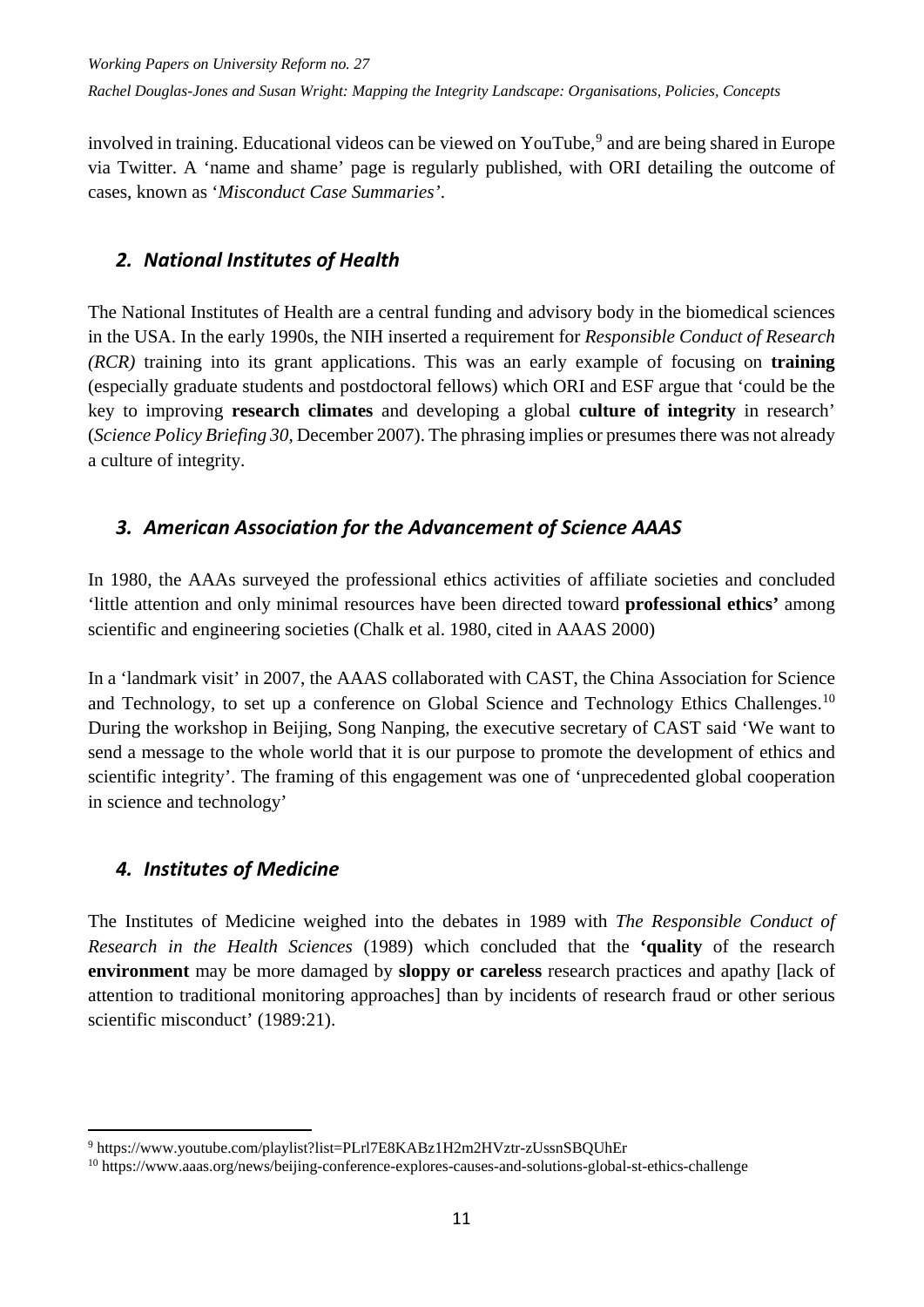involved in training. Educational videos can be viewed on YouTube,[9] and are being shared in Europe via Twitter. A 'name and shame' page is regularly published, with ORI detailing the outcome of cases, known as '*Misconduct Case Summaries'*.

## *2. National Institutes of Health*

The National Institutes of Health are a central funding and advisory body in the biomedical sciences in the USA. In the early 1990s, the NIH inserted a requirement for *Responsible Conduct of Research (RCR)* training into its grant applications. This was an early example of focusing on **training** (especially graduate students and postdoctoral fellows) which ORI and ESF argue that 'could be the key to improving **research climates** and developing a global **culture of integrity** in research' (*Science Policy Briefing 30*, December 2007). The phrasing implies or presumes there was not already a culture of integrity.

## *3. American Association for the Advancement of Science AAAS*

In 1980, the AAAs surveyed the professional ethics activities of affiliate societies and concluded 'little attention and only minimal resources have been directed toward **professional ethics'** among scientific and engineering societies (Chalk et al. 1980, cited in AAAS 2000)

In a 'landmark visit' in 2007, the AAAS collaborated with CAST, the China Association for Science and Technology, to set up a conference on Global Science and Technology Ethics Challenges.[10] During the workshop in Beijing, Song Nanping, the executive secretary of CAST said 'We want to send a message to the whole world that it is our purpose to promote the development of ethics and scientific integrity'. The framing of this engagement was one of 'unprecedented global cooperation in science and technology'

## *4. Institutes of Medicine*

The Institutes of Medicine weighed into the debates in 1989 with *The Responsible Conduct of Research in the Health Sciences* (1989) which concluded that the **'quality** of the research **environment** may be more damaged by **sloppy or careless** research practices and apathy [lack of attention to traditional monitoring approaches] than by incidents of research fraud or other serious scientific misconduct' (1989:21).

---

[9] https://www.youtube.com/playlist?list=PLrl7E8KABz1H2m2HVztr-zUssnSBQUhEr

[10] https://www.aaas.org/news/beijing-conference-explores-causes-and-solutions-global-st-ethics-challenge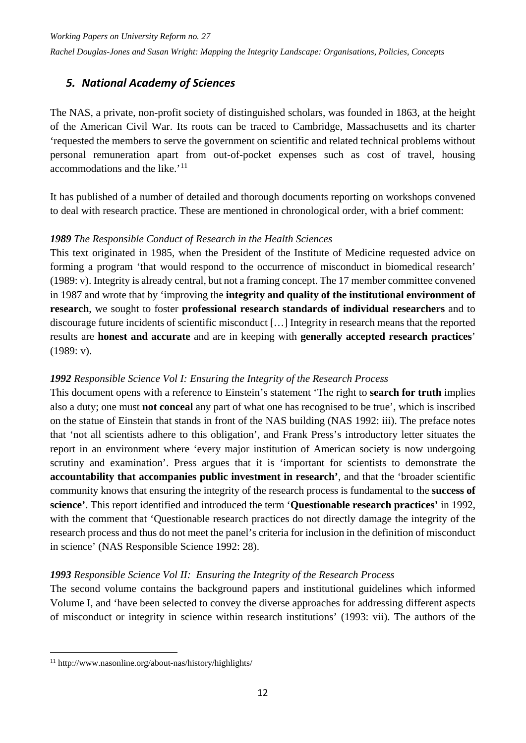## *5. National Academy of Sciences*

The NAS, a private, non-profit society of distinguished scholars, was founded in 1863, at the height of the American Civil War. Its roots can be traced to Cambridge, Massachusetts and its charter 'requested the members to serve the government on scientific and related technical problems without personal remuneration apart from out-of-pocket expenses such as cost of travel, housing accommodations and the like.'[11]

It has published of a number of detailed and thorough documents reporting on workshops convened to deal with research practice. These are mentioned in chronological order, with a brief comment:

***1989*** *The Responsible Conduct of Research in the Health Sciences*
This text originated in 1985, when the President of the Institute of Medicine requested advice on forming a program 'that would respond to the occurrence of misconduct in biomedical research' (1989: v). Integrity is already central, but not a framing concept. The 17 member committee convened in 1987 and wrote that by 'improving the **integrity and quality of the institutional environment of research**, we sought to foster **professional research standards of individual researchers** and to discourage future incidents of scientific misconduct […] Integrity in research means that the reported results are **honest and accurate** and are in keeping with **generally accepted research practices**' (1989: v).

***1992*** *Responsible Science Vol I: Ensuring the Integrity of the Research Process*
This document opens with a reference to Einstein's statement 'The right to **search for truth** implies also a duty; one must **not conceal** any part of what one has recognised to be true', which is inscribed on the statue of Einstein that stands in front of the NAS building (NAS 1992: iii). The preface notes that 'not all scientists adhere to this obligation', and Frank Press's introductory letter situates the report in an environment where 'every major institution of American society is now undergoing scrutiny and examination'. Press argues that it is 'important for scientists to demonstrate the **accountability that accompanies public investment in research'**, and that the 'broader scientific community knows that ensuring the integrity of the research process is fundamental to the **success of science'**. This report identified and introduced the term '**Questionable research practices'** in 1992, with the comment that 'Questionable research practices do not directly damage the integrity of the research process and thus do not meet the panel's criteria for inclusion in the definition of misconduct in science' (NAS Responsible Science 1992: 28).

***1993*** *Responsible Science Vol II: Ensuring the Integrity of the Research Process*
The second volume contains the background papers and institutional guidelines which informed Volume I, and 'have been selected to convey the diverse approaches for addressing different aspects of misconduct or integrity in science within research institutions' (1993: vii). The authors of the

[11] http://www.nasonline.org/about-nas/history/highlights/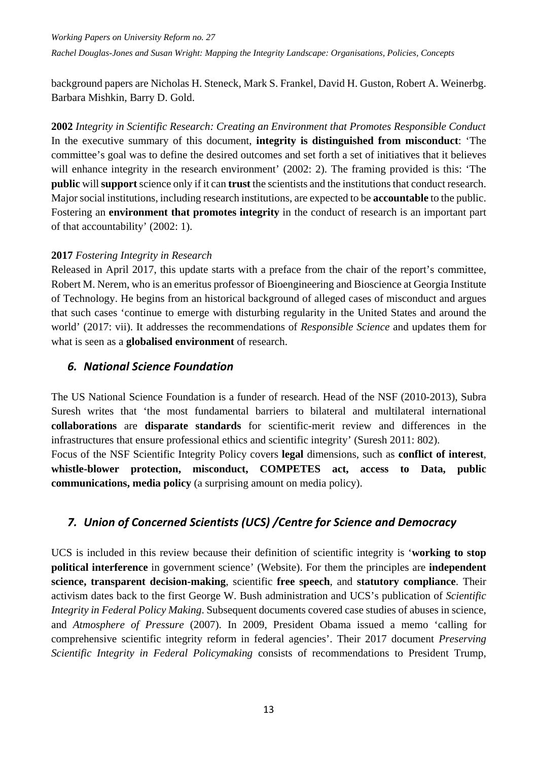background papers are Nicholas H. Steneck, Mark S. Frankel, David H. Guston, Robert A. Weinerbg. Barbara Mishkin, Barry D. Gold.

**2002** *Integrity in Scientific Research: Creating an Environment that Promotes Responsible Conduct*
In the executive summary of this document, **integrity is distinguished from misconduct**: 'The committee's goal was to define the desired outcomes and set forth a set of initiatives that it believes will enhance integrity in the research environment' (2002: 2). The framing provided is this: 'The **public** will **support** science only if it can **trust** the scientists and the institutions that conduct research. Major social institutions, including research institutions, are expected to be **accountable** to the public. Fostering an **environment that promotes integrity** in the conduct of research is an important part of that accountability' (2002: 1).

**2017** *Fostering Integrity in Research*
Released in April 2017, this update starts with a preface from the chair of the report's committee, Robert M. Nerem, who is an emeritus professor of Bioengineering and Bioscience at Georgia Institute of Technology. He begins from an historical background of alleged cases of misconduct and argues that such cases 'continue to emerge with disturbing regularity in the United States and around the world' (2017: vii). It addresses the recommendations of *Responsible Science* and updates them for what is seen as a **globalised environment** of research.

## *6. National Science Foundation*

The US National Science Foundation is a funder of research. Head of the NSF (2010-2013), Subra Suresh writes that 'the most fundamental barriers to bilateral and multilateral international **collaborations** are **disparate standards** for scientific-merit review and differences in the infrastructures that ensure professional ethics and scientific integrity' (Suresh 2011: 802).
Focus of the NSF Scientific Integrity Policy covers **legal** dimensions, such as **conflict of interest**, **whistle-blower protection, misconduct, COMPETES act, access to Data, public communications, media policy** (a surprising amount on media policy).

## *7. Union of Concerned Scientists (UCS) /Centre for Science and Democracy*

UCS is included in this review because their definition of scientific integrity is '**working to stop political interference** in government science' (Website). For them the principles are **independent science, transparent decision-making**, scientific **free speech**, and **statutory compliance**. Their activism dates back to the first George W. Bush administration and UCS's publication of *Scientific Integrity in Federal Policy Making*. Subsequent documents covered case studies of abuses in science, and *Atmosphere of Pressure* (2007). In 2009, President Obama issued a memo 'calling for comprehensive scientific integrity reform in federal agencies'. Their 2017 document *Preserving Scientific Integrity in Federal Policymaking* consists of recommendations to President Trump,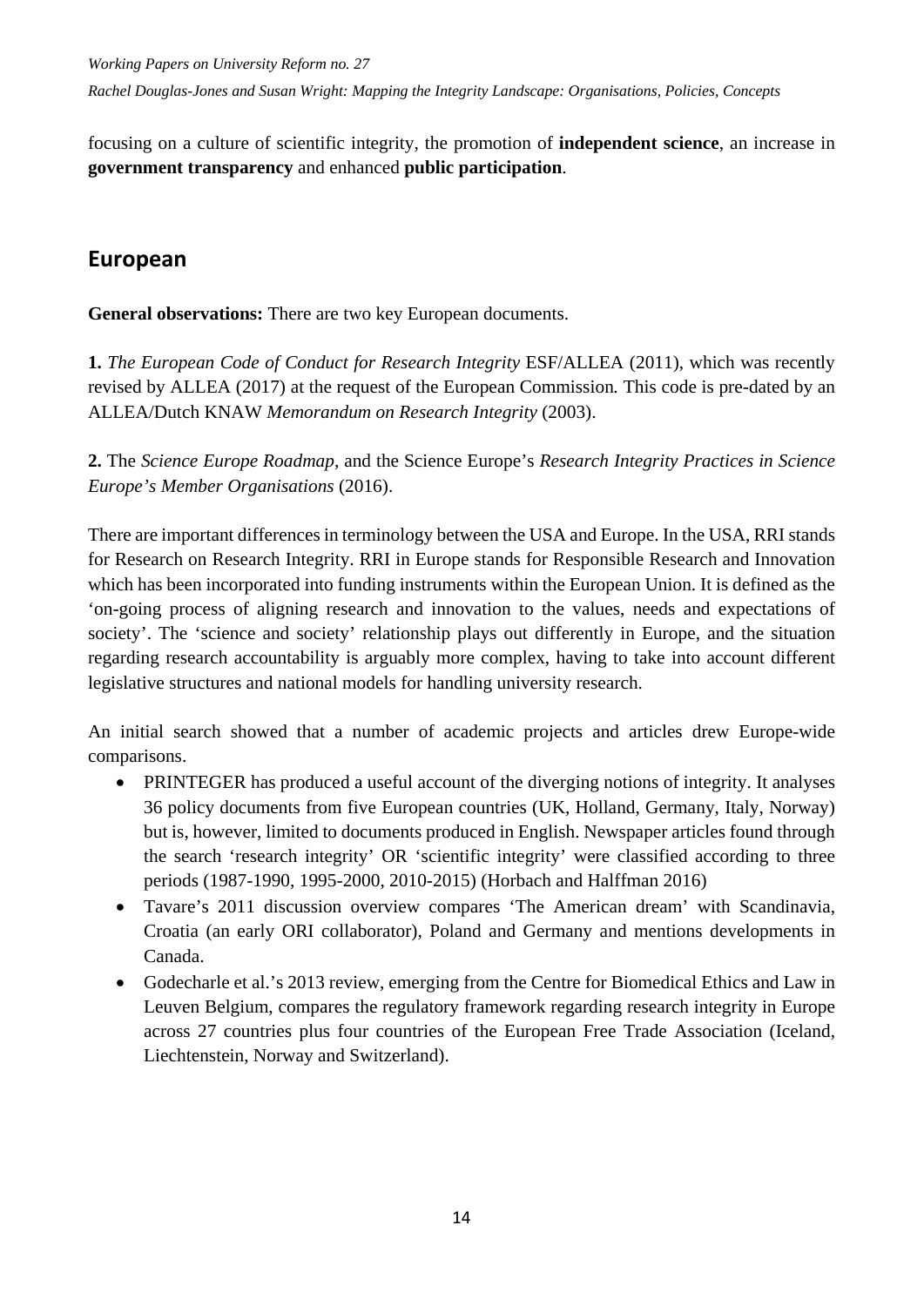focusing on a culture of scientific integrity, the promotion of **independent science**, an increase in **government transparency** and enhanced **public participation**.

## European

**General observations:** There are two key European documents.

**1.** *The European Code of Conduct for Research Integrity* ESF/ALLEA (2011), which was recently revised by ALLEA (2017) at the request of the European Commission*.* This code is pre-dated by an ALLEA/Dutch KNAW *Memorandum on Research Integrity* (2003).

**2.** The *Science Europe Roadmap*, and the Science Europe's *Research Integrity Practices in Science Europe's Member Organisations* (2016).

There are important differences in terminology between the USA and Europe. In the USA, RRI stands for Research on Research Integrity. RRI in Europe stands for Responsible Research and Innovation which has been incorporated into funding instruments within the European Union. It is defined as the 'on-going process of aligning research and innovation to the values, needs and expectations of society'. The 'science and society' relationship plays out differently in Europe, and the situation regarding research accountability is arguably more complex, having to take into account different legislative structures and national models for handling university research.

An initial search showed that a number of academic projects and articles drew Europe-wide comparisons.

- PRINTEGER has produced a useful account of the diverging notions of integrity. It analyses 36 policy documents from five European countries (UK, Holland, Germany, Italy, Norway) but is, however, limited to documents produced in English. Newspaper articles found through the search 'research integrity' OR 'scientific integrity' were classified according to three periods (1987-1990, 1995-2000, 2010-2015) (Horbach and Halffman 2016)
- Tavare's 2011 discussion overview compares 'The American dream' with Scandinavia, Croatia (an early ORI collaborator), Poland and Germany and mentions developments in Canada.
- Godecharle et al.'s 2013 review, emerging from the Centre for Biomedical Ethics and Law in Leuven Belgium, compares the regulatory framework regarding research integrity in Europe across 27 countries plus four countries of the European Free Trade Association (Iceland, Liechtenstein, Norway and Switzerland).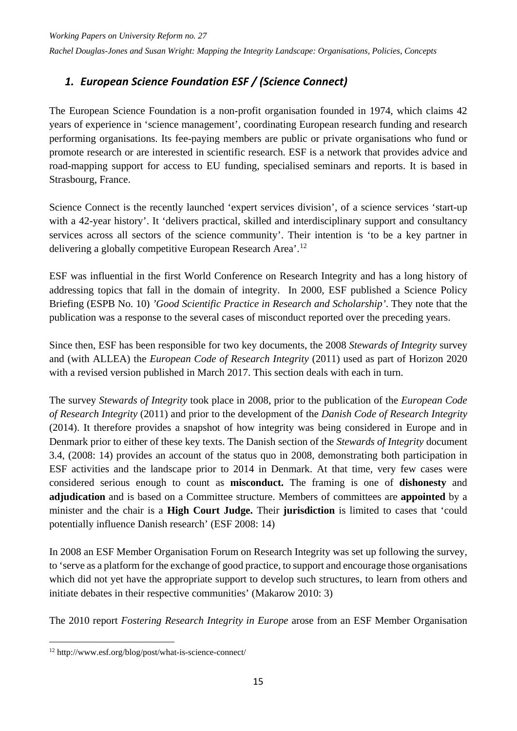## *1. European Science Foundation ESF / (Science Connect)*

The European Science Foundation is a non-profit organisation founded in 1974, which claims 42 years of experience in 'science management', coordinating European research funding and research performing organisations. Its fee-paying members are public or private organisations who fund or promote research or are interested in scientific research. ESF is a network that provides advice and road-mapping support for access to EU funding, specialised seminars and reports. It is based in Strasbourg, France.

Science Connect is the recently launched 'expert services division', of a science services 'start-up with a 42-year history'. It 'delivers practical, skilled and interdisciplinary support and consultancy services across all sectors of the science community'. Their intention is 'to be a key partner in delivering a globally competitive European Research Area'.[12]

ESF was influential in the first World Conference on Research Integrity and has a long history of addressing topics that fall in the domain of integrity. In 2000, ESF published a Science Policy Briefing (ESPB No. 10) *'Good Scientific Practice in Research and Scholarship'*. They note that the publication was a response to the several cases of misconduct reported over the preceding years.

Since then, ESF has been responsible for two key documents, the 2008 *Stewards of Integrity* survey and (with ALLEA) the *European Code of Research Integrity* (2011) used as part of Horizon 2020 with a revised version published in March 2017. This section deals with each in turn.

The survey *Stewards of Integrity* took place in 2008, prior to the publication of the *European Code of Research Integrity* (2011) and prior to the development of the *Danish Code of Research Integrity* (2014). It therefore provides a snapshot of how integrity was being considered in Europe and in Denmark prior to either of these key texts. The Danish section of the *Stewards of Integrity* document 3.4, (2008: 14) provides an account of the status quo in 2008, demonstrating both participation in ESF activities and the landscape prior to 2014 in Denmark. At that time, very few cases were considered serious enough to count as **misconduct.** The framing is one of **dishonesty** and **adjudication** and is based on a Committee structure. Members of committees are **appointed** by a minister and the chair is a **High Court Judge.** Their **jurisdiction** is limited to cases that 'could potentially influence Danish research' (ESF 2008: 14)

In 2008 an ESF Member Organisation Forum on Research Integrity was set up following the survey, to 'serve as a platform for the exchange of good practice, to support and encourage those organisations which did not yet have the appropriate support to develop such structures, to learn from others and initiate debates in their respective communities' (Makarow 2010: 3)

The 2010 report *Fostering Research Integrity in Europe* arose from an ESF Member Organisation

---

[12] http://www.esf.org/blog/post/what-is-science-connect/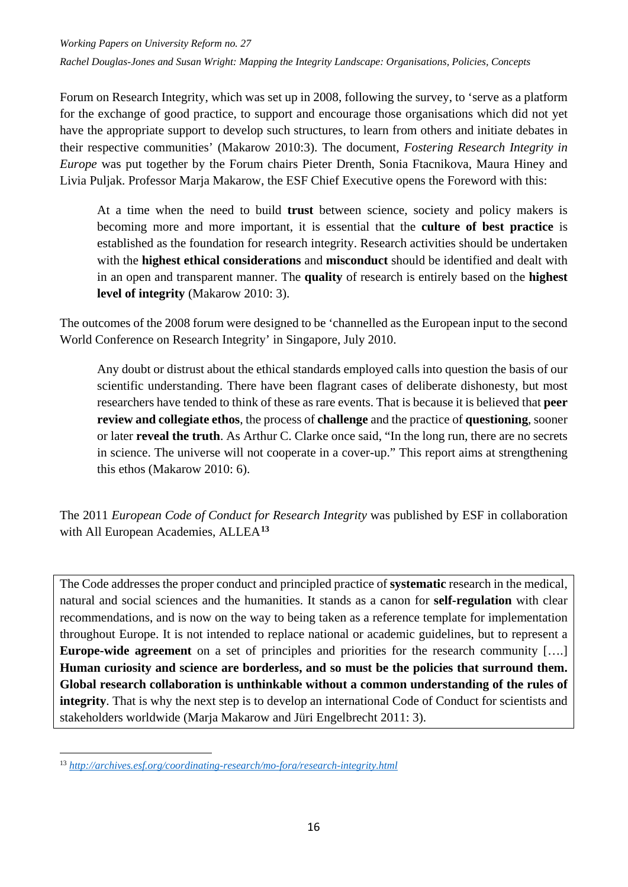Forum on Research Integrity, which was set up in 2008, following the survey, to 'serve as a platform for the exchange of good practice, to support and encourage those organisations which did not yet have the appropriate support to develop such structures, to learn from others and initiate debates in their respective communities' (Makarow 2010:3). The document, *Fostering Research Integrity in Europe* was put together by the Forum chairs Pieter Drenth, Sonia Ftacnikova, Maura Hiney and Livia Puljak. Professor Marja Makarow, the ESF Chief Executive opens the Foreword with this:

> At a time when the need to build **trust** between science, society and policy makers is becoming more and more important, it is essential that the **culture of best practice** is established as the foundation for research integrity. Research activities should be undertaken with the **highest ethical considerations** and **misconduct** should be identified and dealt with in an open and transparent manner. The **quality** of research is entirely based on the **highest level of integrity** (Makarow 2010: 3).

The outcomes of the 2008 forum were designed to be 'channelled as the European input to the second World Conference on Research Integrity' in Singapore, July 2010.

> Any doubt or distrust about the ethical standards employed calls into question the basis of our scientific understanding. There have been flagrant cases of deliberate dishonesty, but most researchers have tended to think of these as rare events. That is because it is believed that **peer review and collegiate ethos**, the process of **challenge** and the practice of **questioning**, sooner or later **reveal the truth**. As Arthur C. Clarke once said, "In the long run, there are no secrets in science. The universe will not cooperate in a cover-up." This report aims at strengthening this ethos (Makarow 2010: 6).

The 2011 *European Code of Conduct for Research Integrity* was published by ESF in collaboration with All European Academies, ALLEA[13]

> The Code addresses the proper conduct and principled practice of **systematic** research in the medical, natural and social sciences and the humanities. It stands as a canon for **self-regulation** with clear recommendations, and is now on the way to being taken as a reference template for implementation throughout Europe. It is not intended to replace national or academic guidelines, but to represent a **Europe-wide agreement** on a set of principles and priorities for the research community [….] **Human curiosity and science are borderless, and so must be the policies that surround them. Global research collaboration is unthinkable without a common understanding of the rules of integrity**. That is why the next step is to develop an international Code of Conduct for scientists and stakeholders worldwide (Marja Makarow and Jüri Engelbrecht 2011: 3).

[13] *http://archives.esf.org/coordinating-research/mo-fora/research-integrity.html*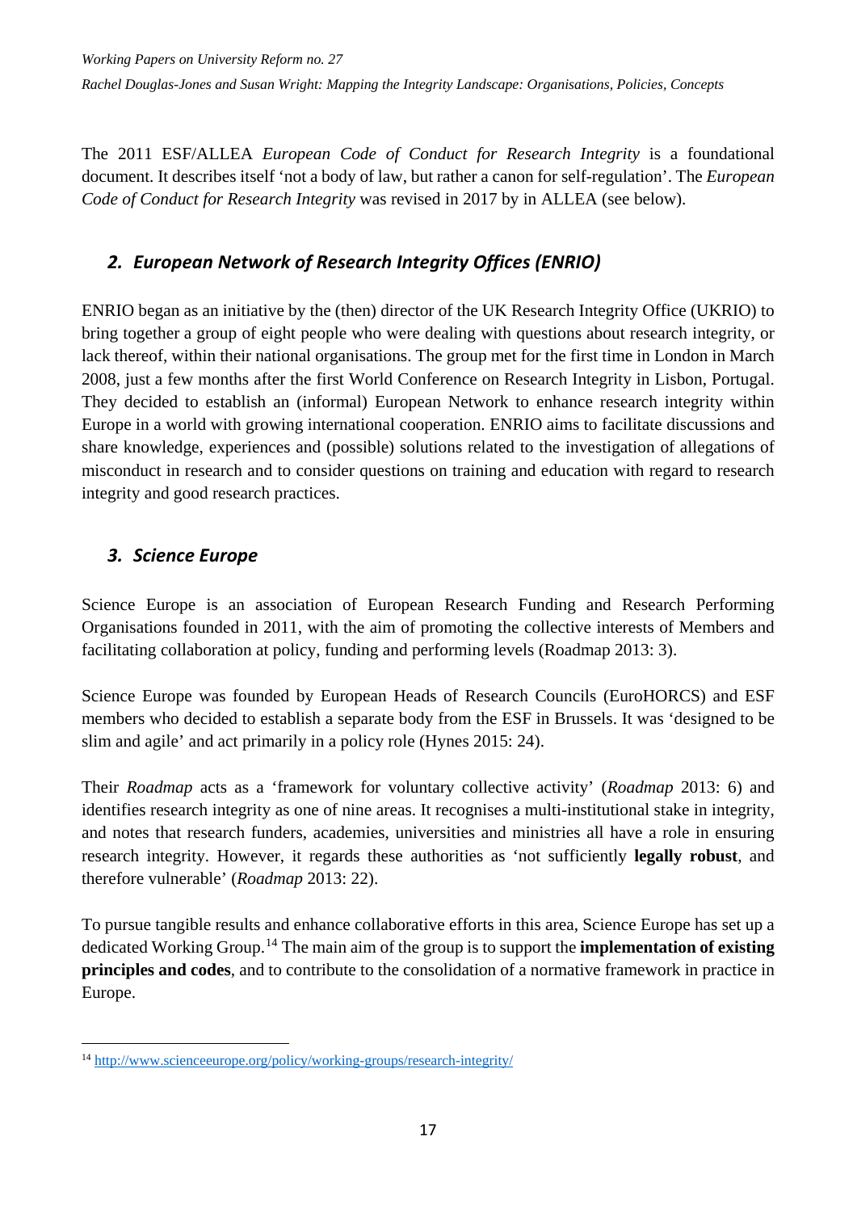The 2011 ESF/ALLEA *European Code of Conduct for Research Integrity* is a foundational document. It describes itself 'not a body of law, but rather a canon for self-regulation'. The *European Code of Conduct for Research Integrity* was revised in 2017 by in ALLEA (see below).

## *2. European Network of Research Integrity Offices (ENRIO)*

ENRIO began as an initiative by the (then) director of the UK Research Integrity Office (UKRIO) to bring together a group of eight people who were dealing with questions about research integrity, or lack thereof, within their national organisations. The group met for the first time in London in March 2008, just a few months after the first World Conference on Research Integrity in Lisbon, Portugal. They decided to establish an (informal) European Network to enhance research integrity within Europe in a world with growing international cooperation. ENRIO aims to facilitate discussions and share knowledge, experiences and (possible) solutions related to the investigation of allegations of misconduct in research and to consider questions on training and education with regard to research integrity and good research practices.

## *3. Science Europe*

Science Europe is an association of European Research Funding and Research Performing Organisations founded in 2011, with the aim of promoting the collective interests of Members and facilitating collaboration at policy, funding and performing levels (Roadmap 2013: 3).

Science Europe was founded by European Heads of Research Councils (EuroHORCS) and ESF members who decided to establish a separate body from the ESF in Brussels. It was 'designed to be slim and agile' and act primarily in a policy role (Hynes 2015: 24).

Their *Roadmap* acts as a 'framework for voluntary collective activity' (*Roadmap* 2013: 6) and identifies research integrity as one of nine areas. It recognises a multi-institutional stake in integrity, and notes that research funders, academies, universities and ministries all have a role in ensuring research integrity. However, it regards these authorities as 'not sufficiently **legally robust**, and therefore vulnerable' (*Roadmap* 2013: 22).

To pursue tangible results and enhance collaborative efforts in this area, Science Europe has set up a dedicated Working Group.[14] The main aim of the group is to support the **implementation of existing principles and codes**, and to contribute to the consolidation of a normative framework in practice in Europe.

[14] http://www.scienceeurope.org/policy/working-groups/research-integrity/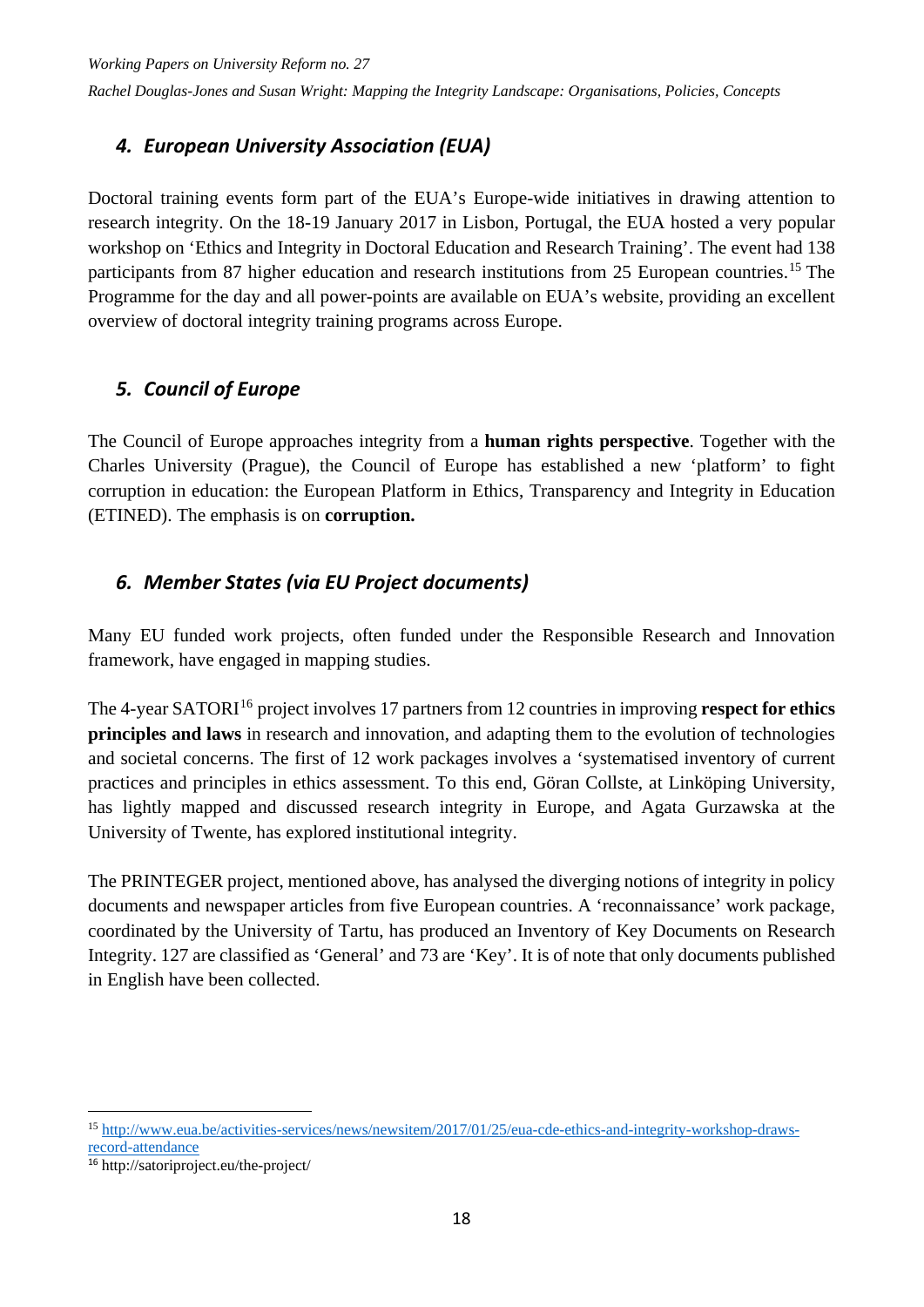## *4. European University Association (EUA)*

Doctoral training events form part of the EUA's Europe-wide initiatives in drawing attention to research integrity. On the 18-19 January 2017 in Lisbon, Portugal, the EUA hosted a very popular workshop on 'Ethics and Integrity in Doctoral Education and Research Training'. The event had 138 participants from 87 higher education and research institutions from 25 European countries.[15] The Programme for the day and all power-points are available on EUA's website, providing an excellent overview of doctoral integrity training programs across Europe.

## *5. Council of Europe*

The Council of Europe approaches integrity from a **human rights perspective**. Together with the Charles University (Prague), the Council of Europe has established a new 'platform' to fight corruption in education: the European Platform in Ethics, Transparency and Integrity in Education (ETINED). The emphasis is on **corruption.**

## *6. Member States (via EU Project documents)*

Many EU funded work projects, often funded under the Responsible Research and Innovation framework, have engaged in mapping studies.

The 4-year SATORI[16] project involves 17 partners from 12 countries in improving **respect for ethics principles and laws** in research and innovation, and adapting them to the evolution of technologies and societal concerns. The first of 12 work packages involves a 'systematised inventory of current practices and principles in ethics assessment. To this end, Göran Collste, at Linköping University, has lightly mapped and discussed research integrity in Europe, and Agata Gurzawska at the University of Twente, has explored institutional integrity.

The PRINTEGER project, mentioned above, has analysed the diverging notions of integrity in policy documents and newspaper articles from five European countries. A 'reconnaissance' work package, coordinated by the University of Tartu, has produced an Inventory of Key Documents on Research Integrity. 127 are classified as 'General' and 73 are 'Key'. It is of note that only documents published in English have been collected.

---

[15] http://www.eua.be/activities-services/news/newsitem/2017/01/25/eua-cde-ethics-and-integrity-workshop-draws-record-attendance

[16] http://satoriproject.eu/the-project/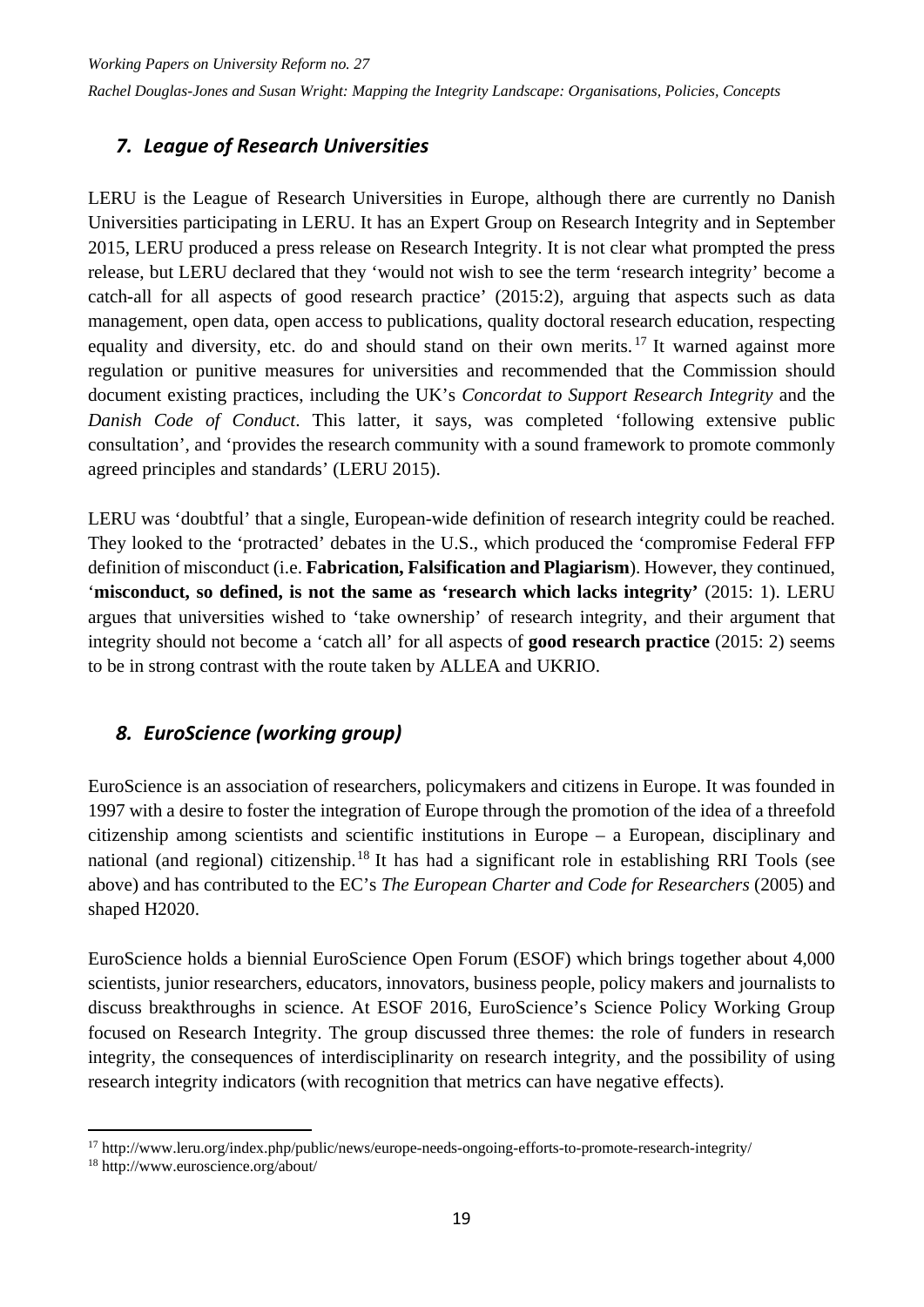## *7. League of Research Universities*

LERU is the League of Research Universities in Europe, although there are currently no Danish Universities participating in LERU. It has an Expert Group on Research Integrity and in September 2015, LERU produced a press release on Research Integrity. It is not clear what prompted the press release, but LERU declared that they 'would not wish to see the term 'research integrity' become a catch-all for all aspects of good research practice' (2015:2), arguing that aspects such as data management, open data, open access to publications, quality doctoral research education, respecting equality and diversity, etc. do and should stand on their own merits.[17] It warned against more regulation or punitive measures for universities and recommended that the Commission should document existing practices, including the UK's *Concordat to Support Research Integrity* and the *Danish Code of Conduct*. This latter, it says, was completed 'following extensive public consultation', and 'provides the research community with a sound framework to promote commonly agreed principles and standards' (LERU 2015).

LERU was 'doubtful' that a single, European-wide definition of research integrity could be reached. They looked to the 'protracted' debates in the U.S., which produced the 'compromise Federal FFP definition of misconduct (i.e. **Fabrication, Falsification and Plagiarism**). However, they continued, '**misconduct, so defined, is not the same as 'research which lacks integrity'** (2015: 1). LERU argues that universities wished to 'take ownership' of research integrity, and their argument that integrity should not become a 'catch all' for all aspects of **good research practice** (2015: 2) seems to be in strong contrast with the route taken by ALLEA and UKRIO.

## *8. EuroScience (working group)*

EuroScience is an association of researchers, policymakers and citizens in Europe. It was founded in 1997 with a desire to foster the integration of Europe through the promotion of the idea of a threefold citizenship among scientists and scientific institutions in Europe – a European, disciplinary and national (and regional) citizenship.[18] It has had a significant role in establishing RRI Tools (see above) and has contributed to the EC's *The European Charter and Code for Researchers* (2005) and shaped H2020.

EuroScience holds a biennial EuroScience Open Forum (ESOF) which brings together about 4,000 scientists, junior researchers, educators, innovators, business people, policy makers and journalists to discuss breakthroughs in science. At ESOF 2016, EuroScience's Science Policy Working Group focused on Research Integrity. The group discussed three themes: the role of funders in research integrity, the consequences of interdisciplinarity on research integrity, and the possibility of using research integrity indicators (with recognition that metrics can have negative effects).

---

[17] http://www.leru.org/index.php/public/news/europe-needs-ongoing-efforts-to-promote-research-integrity/

[18] http://www.euroscience.org/about/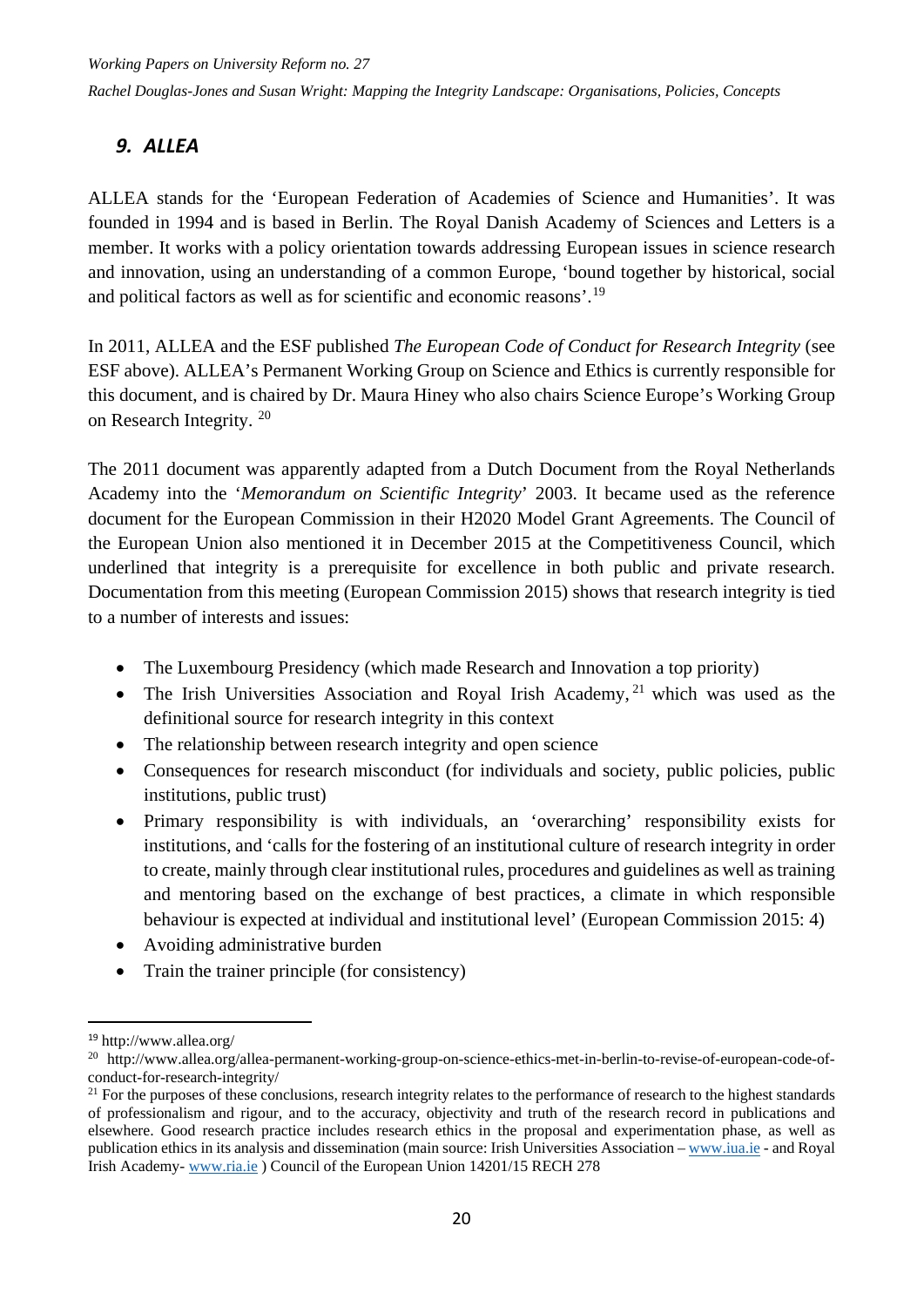## *9. ALLEA*

ALLEA stands for the 'European Federation of Academies of Science and Humanities'. It was founded in 1994 and is based in Berlin. The Royal Danish Academy of Sciences and Letters is a member. It works with a policy orientation towards addressing European issues in science research and innovation, using an understanding of a common Europe, 'bound together by historical, social and political factors as well as for scientific and economic reasons'.[19]

In 2011, ALLEA and the ESF published *The European Code of Conduct for Research Integrity* (see ESF above). ALLEA's Permanent Working Group on Science and Ethics is currently responsible for this document, and is chaired by Dr. Maura Hiney who also chairs Science Europe's Working Group on Research Integrity. [20]

The 2011 document was apparently adapted from a Dutch Document from the Royal Netherlands Academy into the '*Memorandum on Scientific Integrity*' 2003. It became used as the reference document for the European Commission in their H2020 Model Grant Agreements. The Council of the European Union also mentioned it in December 2015 at the Competitiveness Council, which underlined that integrity is a prerequisite for excellence in both public and private research. Documentation from this meeting (European Commission 2015) shows that research integrity is tied to a number of interests and issues:

- The Luxembourg Presidency (which made Research and Innovation a top priority)
- The Irish Universities Association and Royal Irish Academy,[21] which was used as the definitional source for research integrity in this context
- The relationship between research integrity and open science
- Consequences for research misconduct (for individuals and society, public policies, public institutions, public trust)
- Primary responsibility is with individuals, an 'overarching' responsibility exists for institutions, and 'calls for the fostering of an institutional culture of research integrity in order to create, mainly through clear institutional rules, procedures and guidelines as well as training and mentoring based on the exchange of best practices, a climate in which responsible behaviour is expected at individual and institutional level' (European Commission 2015: 4)
- Avoiding administrative burden
- Train the trainer principle (for consistency)

---

[19] http://www.allea.org/

[20] http://www.allea.org/allea-permanent-working-group-on-science-ethics-met-in-berlin-to-revise-of-european-code-of-conduct-for-research-integrity/

[21] For the purposes of these conclusions, research integrity relates to the performance of research to the highest standards of professionalism and rigour, and to the accuracy, objectivity and truth of the research record in publications and elsewhere. Good research practice includes research ethics in the proposal and experimentation phase, as well as publication ethics in its analysis and dissemination (main source: Irish Universities Association – www.iua.ie - and Royal Irish Academy- www.ria.ie ) Council of the European Union 14201/15 RECH 278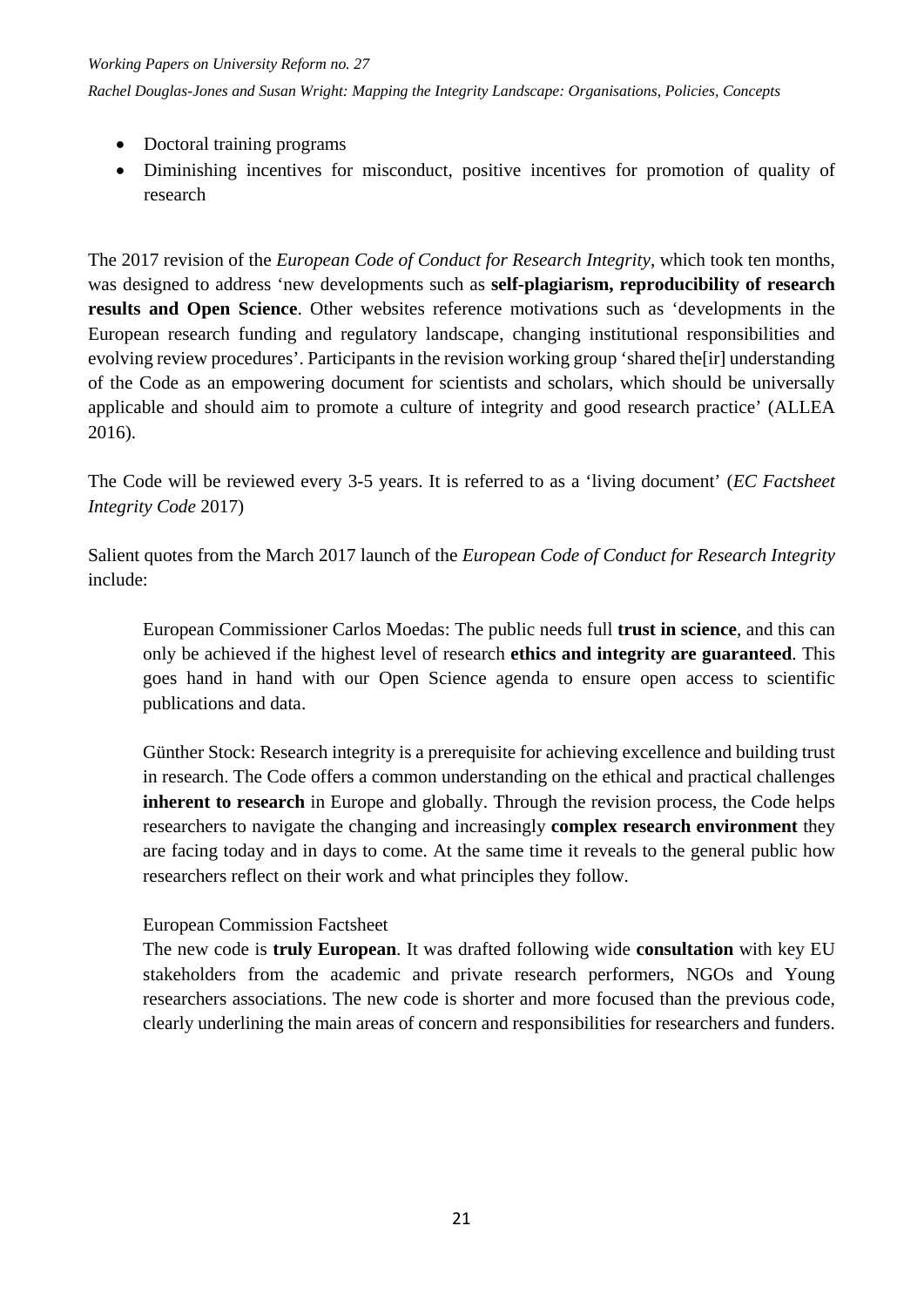- Doctoral training programs
- Diminishing incentives for misconduct, positive incentives for promotion of quality of research

The 2017 revision of the *European Code of Conduct for Research Integrity*, which took ten months, was designed to address 'new developments such as **self-plagiarism, reproducibility of research results and Open Science**. Other websites reference motivations such as 'developments in the European research funding and regulatory landscape, changing institutional responsibilities and evolving review procedures'. Participants in the revision working group 'shared the[ir] understanding of the Code as an empowering document for scientists and scholars, which should be universally applicable and should aim to promote a culture of integrity and good research practice' (ALLEA 2016).

The Code will be reviewed every 3-5 years. It is referred to as a 'living document' (*EC Factsheet Integrity Code* 2017)

Salient quotes from the March 2017 launch of the *European Code of Conduct for Research Integrity* include:

> European Commissioner Carlos Moedas: The public needs full **trust in science**, and this can only be achieved if the highest level of research **ethics and integrity are guaranteed**. This goes hand in hand with our Open Science agenda to ensure open access to scientific publications and data.
>
> Günther Stock: Research integrity is a prerequisite for achieving excellence and building trust in research. The Code offers a common understanding on the ethical and practical challenges **inherent to research** in Europe and globally. Through the revision process, the Code helps researchers to navigate the changing and increasingly **complex research environment** they are facing today and in days to come. At the same time it reveals to the general public how researchers reflect on their work and what principles they follow.
>
> European Commission Factsheet
> The new code is **truly European**. It was drafted following wide **consultation** with key EU stakeholders from the academic and private research performers, NGOs and Young researchers associations. The new code is shorter and more focused than the previous code, clearly underlining the main areas of concern and responsibilities for researchers and funders.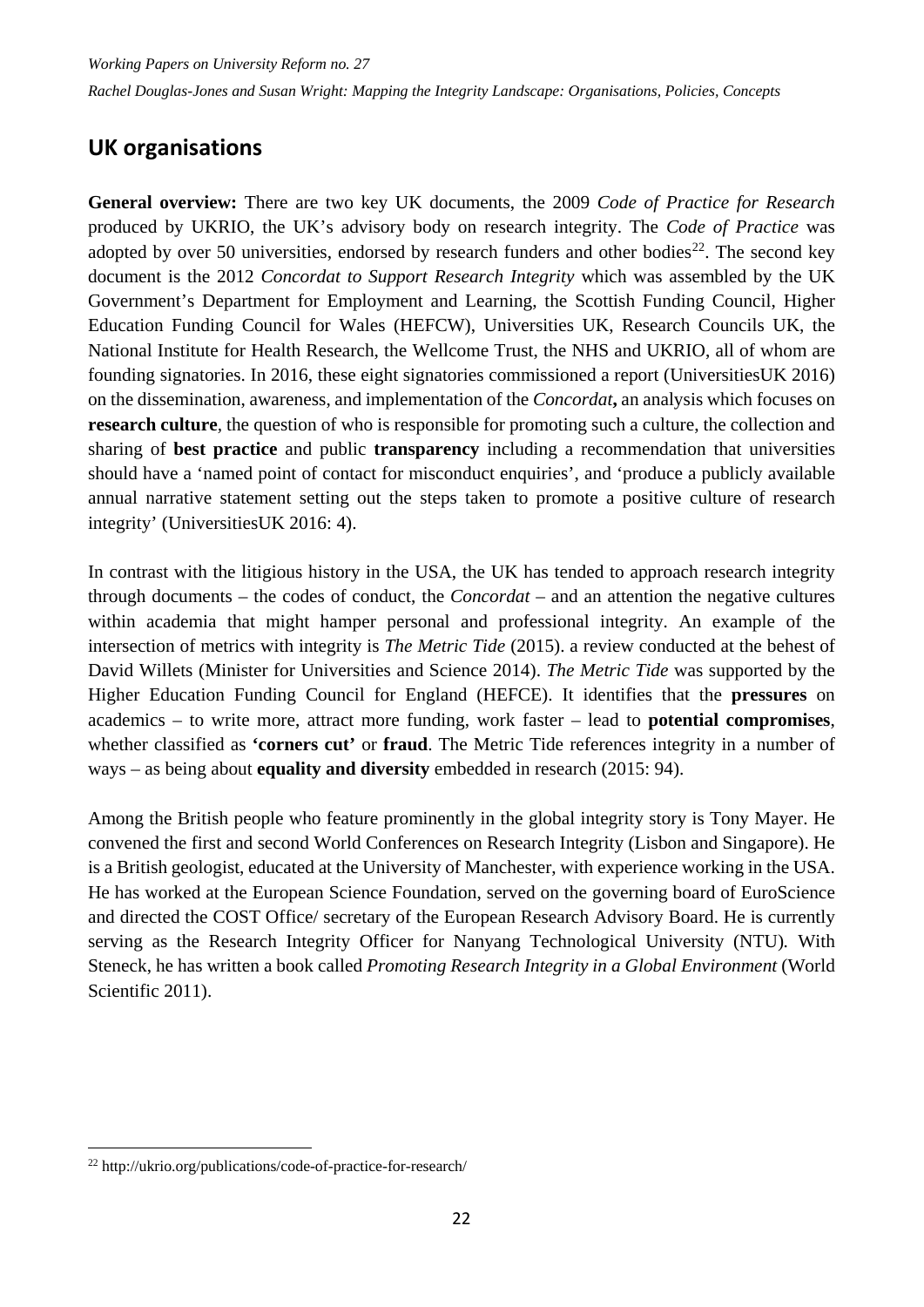## UK organisations

**General overview:** There are two key UK documents, the 2009 *Code of Practice for Research* produced by UKRIO, the UK's advisory body on research integrity. The *Code of Practice* was adopted by over 50 universities, endorsed by research funders and other bodies[22]. The second key document is the 2012 *Concordat to Support Research Integrity* which was assembled by the UK Government's Department for Employment and Learning, the Scottish Funding Council, Higher Education Funding Council for Wales (HEFCW), Universities UK, Research Councils UK, the National Institute for Health Research, the Wellcome Trust, the NHS and UKRIO, all of whom are founding signatories. In 2016, these eight signatories commissioned a report (UniversitiesUK 2016) on the dissemination, awareness, and implementation of the *Concordat***,** an analysis which focuses on **research culture**, the question of who is responsible for promoting such a culture, the collection and sharing of **best practice** and public **transparency** including a recommendation that universities should have a 'named point of contact for misconduct enquiries', and 'produce a publicly available annual narrative statement setting out the steps taken to promote a positive culture of research integrity' (UniversitiesUK 2016: 4).

In contrast with the litigious history in the USA, the UK has tended to approach research integrity through documents – the codes of conduct, the *Concordat* – and an attention the negative cultures within academia that might hamper personal and professional integrity. An example of the intersection of metrics with integrity is *The Metric Tide* (2015). a review conducted at the behest of David Willets (Minister for Universities and Science 2014). *The Metric Tide* was supported by the Higher Education Funding Council for England (HEFCE). It identifies that the **pressures** on academics – to write more, attract more funding, work faster – lead to **potential compromises**, whether classified as **'corners cut'** or **fraud**. The Metric Tide references integrity in a number of ways – as being about **equality and diversity** embedded in research (2015: 94).

Among the British people who feature prominently in the global integrity story is Tony Mayer. He convened the first and second World Conferences on Research Integrity (Lisbon and Singapore). He is a British geologist, educated at the University of Manchester, with experience working in the USA. He has worked at the European Science Foundation, served on the governing board of EuroScience and directed the COST Office/ secretary of the European Research Advisory Board. He is currently serving as the Research Integrity Officer for Nanyang Technological University (NTU). With Steneck, he has written a book called *Promoting Research Integrity in a Global Environment* (World Scientific 2011).

---

[22] http://ukrio.org/publications/code-of-practice-for-research/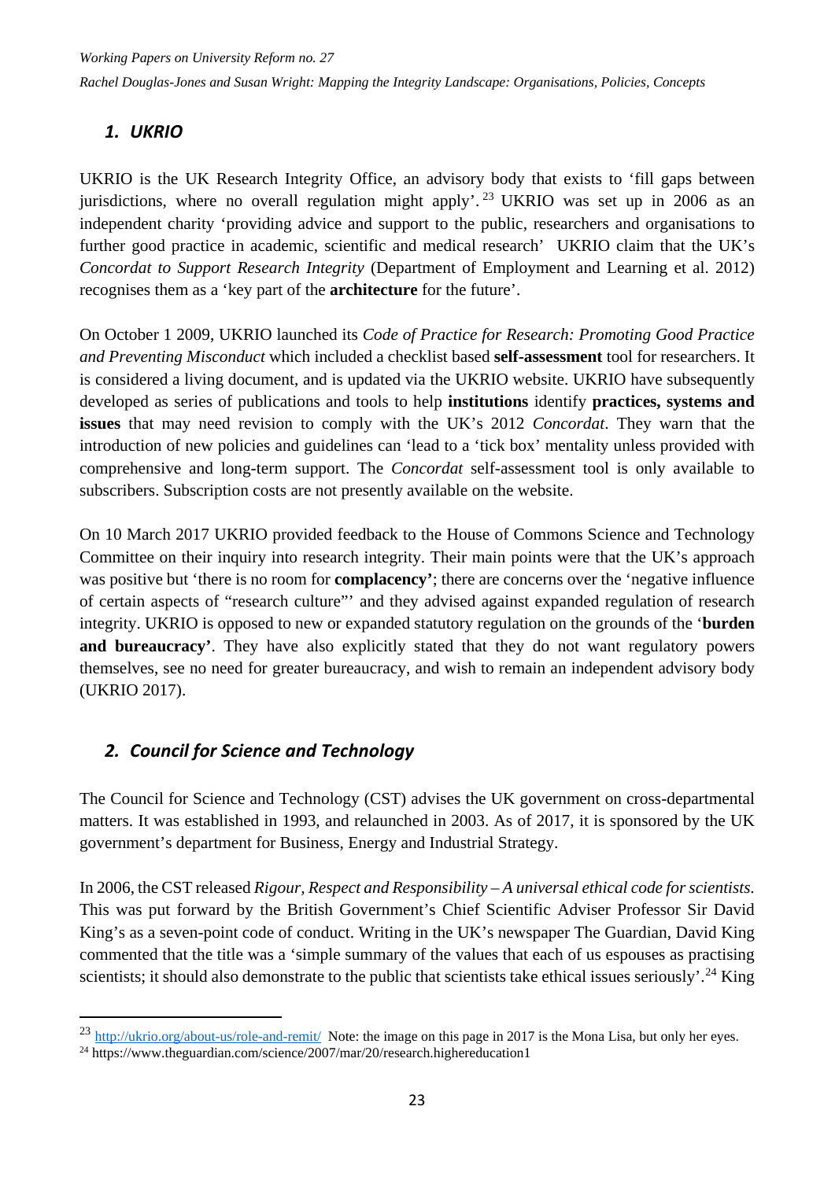## *1. UKRIO*

UKRIO is the UK Research Integrity Office, an advisory body that exists to 'fill gaps between jurisdictions, where no overall regulation might apply'.[23] UKRIO was set up in 2006 as an independent charity 'providing advice and support to the public, researchers and organisations to further good practice in academic, scientific and medical research' UKRIO claim that the UK's *Concordat to Support Research Integrity* (Department of Employment and Learning et al. 2012) recognises them as a 'key part of the **architecture** for the future'.

On October 1 2009, UKRIO launched its *Code of Practice for Research: Promoting Good Practice and Preventing Misconduct* which included a checklist based **self-assessment** tool for researchers. It is considered a living document, and is updated via the UKRIO website. UKRIO have subsequently developed as series of publications and tools to help **institutions** identify **practices, systems and issues** that may need revision to comply with the UK's 2012 *Concordat*. They warn that the introduction of new policies and guidelines can 'lead to a 'tick box' mentality unless provided with comprehensive and long-term support. The *Concordat* self-assessment tool is only available to subscribers. Subscription costs are not presently available on the website.

On 10 March 2017 UKRIO provided feedback to the House of Commons Science and Technology Committee on their inquiry into research integrity. Their main points were that the UK's approach was positive but 'there is no room for **complacency'**; there are concerns over the 'negative influence of certain aspects of "research culture"' and they advised against expanded regulation of research integrity. UKRIO is opposed to new or expanded statutory regulation on the grounds of the '**burden and bureaucracy'**. They have also explicitly stated that they do not want regulatory powers themselves, see no need for greater bureaucracy, and wish to remain an independent advisory body (UKRIO 2017).

## *2. Council for Science and Technology*

The Council for Science and Technology (CST) advises the UK government on cross-departmental matters. It was established in 1993, and relaunched in 2003. As of 2017, it is sponsored by the UK government's department for Business, Energy and Industrial Strategy.

In 2006, the CST released *Rigour, Respect and Responsibility – A universal ethical code for scientists.* This was put forward by the British Government's Chief Scientific Adviser Professor Sir David King's as a seven-point code of conduct. Writing in the UK's newspaper The Guardian, David King commented that the title was a 'simple summary of the values that each of us espouses as practising scientists; it should also demonstrate to the public that scientists take ethical issues seriously'.[24] King

---

[23] http://ukrio.org/about-us/role-and-remit/ Note: the image on this page in 2017 is the Mona Lisa, but only her eyes.

[24] https://www.theguardian.com/science/2007/mar/20/research.highereducation1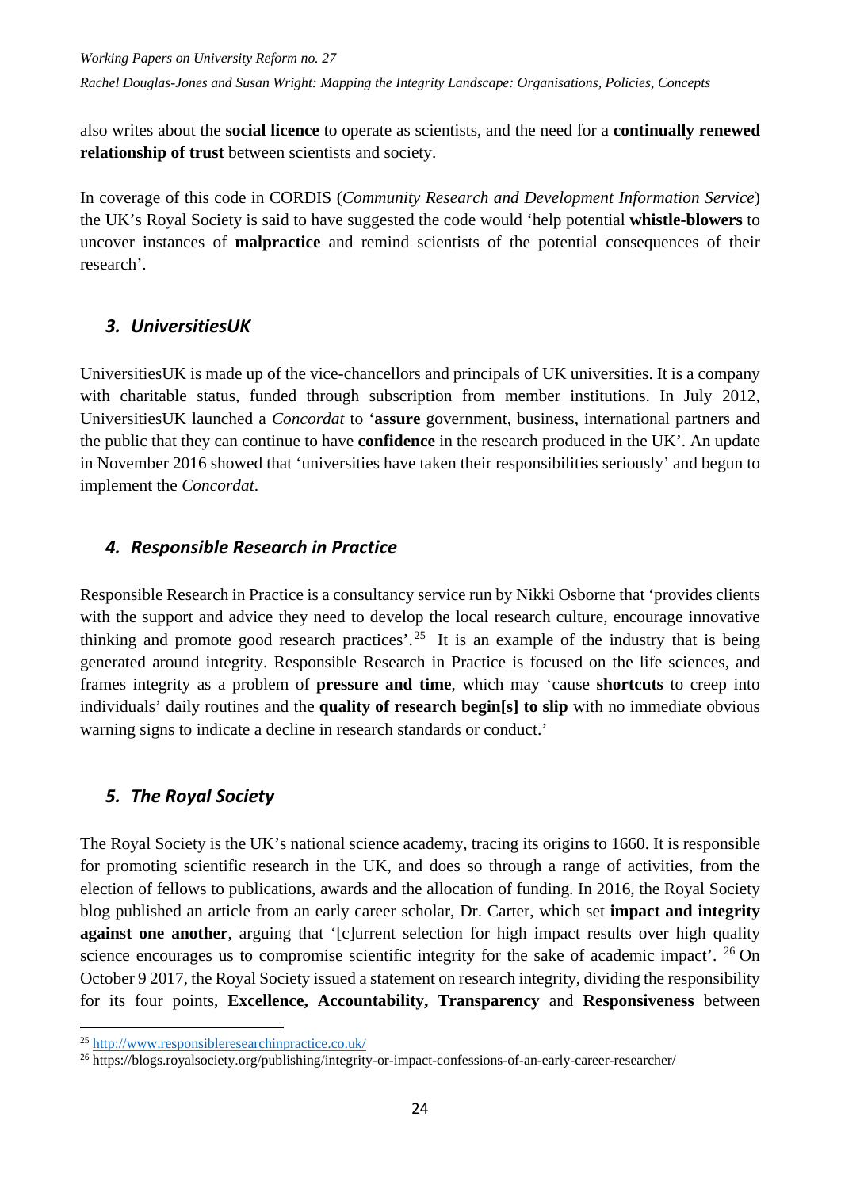also writes about the **social licence** to operate as scientists, and the need for a **continually renewed relationship of trust** between scientists and society.

In coverage of this code in CORDIS (*Community Research and Development Information Service*) the UK's Royal Society is said to have suggested the code would 'help potential **whistle-blowers** to uncover instances of **malpractice** and remind scientists of the potential consequences of their research'.

### *3. UniversitiesUK*

UniversitiesUK is made up of the vice-chancellors and principals of UK universities. It is a company with charitable status, funded through subscription from member institutions. In July 2012, UniversitiesUK launched a *Concordat* to '**assure** government, business, international partners and the public that they can continue to have **confidence** in the research produced in the UK'. An update in November 2016 showed that 'universities have taken their responsibilities seriously' and begun to implement the *Concordat*.

### *4. Responsible Research in Practice*

Responsible Research in Practice is a consultancy service run by Nikki Osborne that 'provides clients with the support and advice they need to develop the local research culture, encourage innovative thinking and promote good research practices'.[25] It is an example of the industry that is being generated around integrity. Responsible Research in Practice is focused on the life sciences, and frames integrity as a problem of **pressure and time**, which may 'cause **shortcuts** to creep into individuals' daily routines and the **quality of research begin[s] to slip** with no immediate obvious warning signs to indicate a decline in research standards or conduct.'

### *5. The Royal Society*

The Royal Society is the UK's national science academy, tracing its origins to 1660. It is responsible for promoting scientific research in the UK, and does so through a range of activities, from the election of fellows to publications, awards and the allocation of funding. In 2016, the Royal Society blog published an article from an early career scholar, Dr. Carter, which set **impact and integrity against one another**, arguing that '[c]urrent selection for high impact results over high quality science encourages us to compromise scientific integrity for the sake of academic impact'.[26] On October 9 2017, the Royal Society issued a statement on research integrity, dividing the responsibility for its four points, **Excellence, Accountability, Transparency** and **Responsiveness** between

---

[25] http://www.responsibleresearchinpractice.co.uk/

[26] https://blogs.royalsociety.org/publishing/integrity-or-impact-confessions-of-an-early-career-researcher/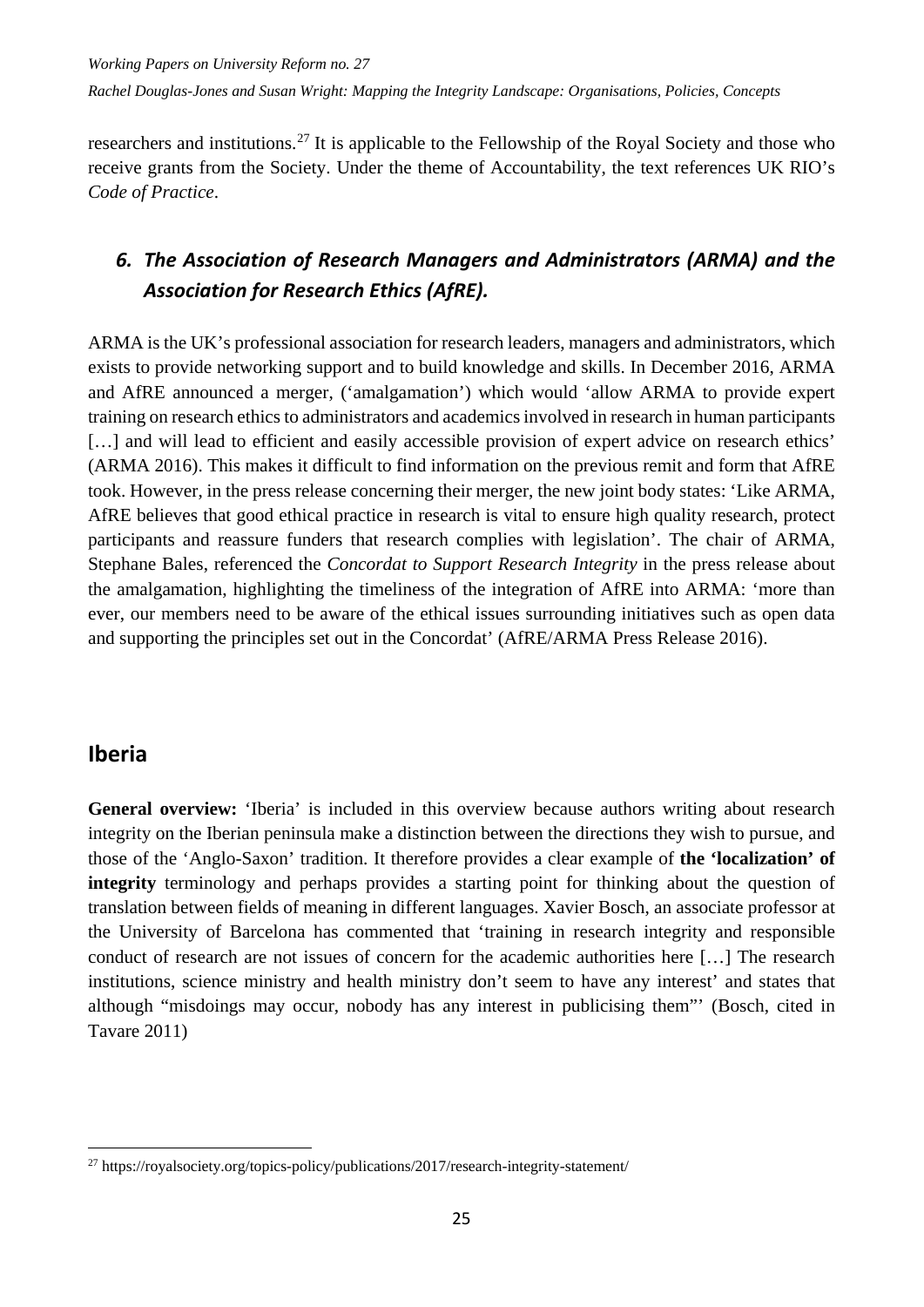researchers and institutions.[27] It is applicable to the Fellowship of the Royal Society and those who receive grants from the Society. Under the theme of Accountability, the text references UK RIO's *Code of Practice*.

### *6. The Association of Research Managers and Administrators (ARMA) and the Association for Research Ethics (AfRE).*

ARMA is the UK's professional association for research leaders, managers and administrators, which exists to provide networking support and to build knowledge and skills. In December 2016, ARMA and AfRE announced a merger, ('amalgamation') which would 'allow ARMA to provide expert training on research ethics to administrators and academics involved in research in human participants […] and will lead to efficient and easily accessible provision of expert advice on research ethics' (ARMA 2016). This makes it difficult to find information on the previous remit and form that AfRE took. However, in the press release concerning their merger, the new joint body states: 'Like ARMA, AfRE believes that good ethical practice in research is vital to ensure high quality research, protect participants and reassure funders that research complies with legislation'. The chair of ARMA, Stephane Bales, referenced the *Concordat to Support Research Integrity* in the press release about the amalgamation, highlighting the timeliness of the integration of AfRE into ARMA: 'more than ever, our members need to be aware of the ethical issues surrounding initiatives such as open data and supporting the principles set out in the Concordat' (AfRE/ARMA Press Release 2016).

## Iberia

**General overview:** 'Iberia' is included in this overview because authors writing about research integrity on the Iberian peninsula make a distinction between the directions they wish to pursue, and those of the 'Anglo-Saxon' tradition. It therefore provides a clear example of **the 'localization' of integrity** terminology and perhaps provides a starting point for thinking about the question of translation between fields of meaning in different languages. Xavier Bosch, an associate professor at the University of Barcelona has commented that 'training in research integrity and responsible conduct of research are not issues of concern for the academic authorities here […] The research institutions, science ministry and health ministry don't seem to have any interest' and states that although "misdoings may occur, nobody has any interest in publicising them"' (Bosch, cited in Tavare 2011)

[27] https://royalsociety.org/topics-policy/publications/2017/research-integrity-statement/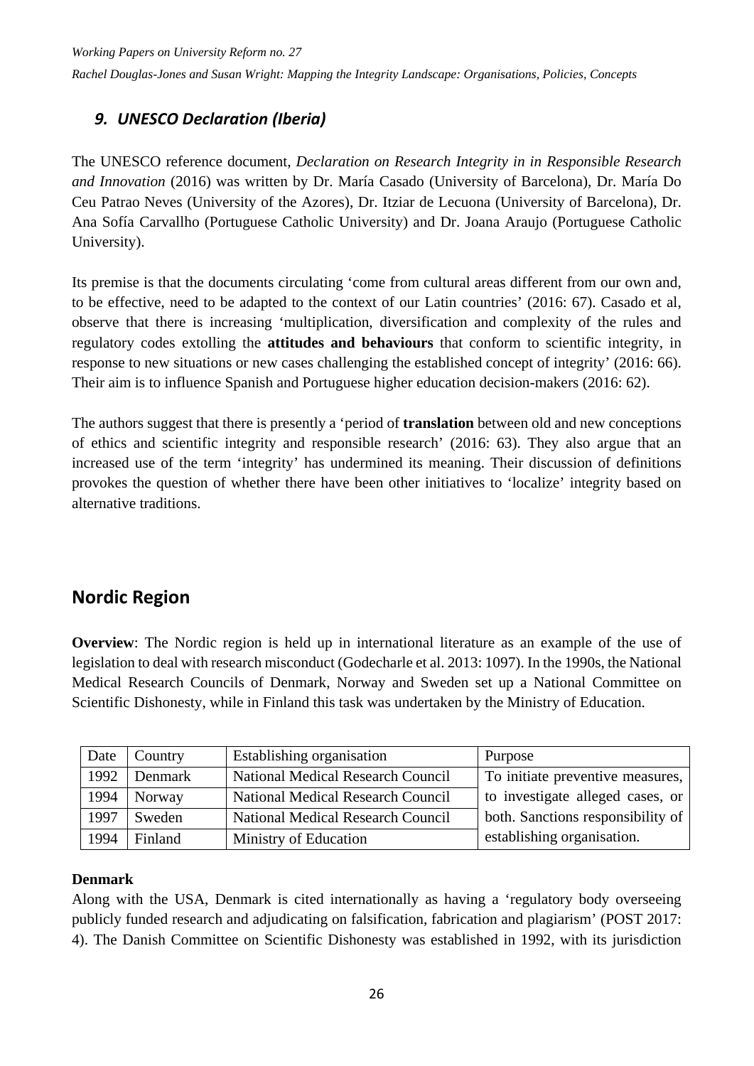### *9. UNESCO Declaration (Iberia)*

The UNESCO reference document, *Declaration on Research Integrity in in Responsible Research and Innovation* (2016) was written by Dr. María Casado (University of Barcelona), Dr. María Do Ceu Patrao Neves (University of the Azores), Dr. Itziar de Lecuona (University of Barcelona), Dr. Ana Sofía Carvallho (Portuguese Catholic University) and Dr. Joana Araujo (Portuguese Catholic University).

Its premise is that the documents circulating 'come from cultural areas different from our own and, to be effective, need to be adapted to the context of our Latin countries' (2016: 67). Casado et al, observe that there is increasing 'multiplication, diversification and complexity of the rules and regulatory codes extolling the **attitudes and behaviours** that conform to scientific integrity, in response to new situations or new cases challenging the established concept of integrity' (2016: 66). Their aim is to influence Spanish and Portuguese higher education decision-makers (2016: 62).

The authors suggest that there is presently a 'period of **translation** between old and new conceptions of ethics and scientific integrity and responsible research' (2016: 63). They also argue that an increased use of the term 'integrity' has undermined its meaning. Their discussion of definitions provokes the question of whether there have been other initiatives to 'localize' integrity based on alternative traditions.

## Nordic Region

**Overview**: The Nordic region is held up in international literature as an example of the use of legislation to deal with research misconduct (Godecharle et al. 2013: 1097). In the 1990s, the National Medical Research Councils of Denmark, Norway and Sweden set up a National Committee on Scientific Dishonesty, while in Finland this task was undertaken by the Ministry of Education.

| Date | Country | Establishing organisation | Purpose |
|---|---|---|---|
| 1992 | Denmark | National Medical Research Council | To initiate preventive measures, to investigate alleged cases, or both. Sanctions responsibility of establishing organisation. |
| 1994 | Norway | National Medical Research Council | |
| 1997 | Sweden | National Medical Research Council | |
| 1994 | Finland | Ministry of Education | |

**Denmark**

Along with the USA, Denmark is cited internationally as having a 'regulatory body overseeing publicly funded research and adjudicating on falsification, fabrication and plagiarism' (POST 2017: 4). The Danish Committee on Scientific Dishonesty was established in 1992, with its jurisdiction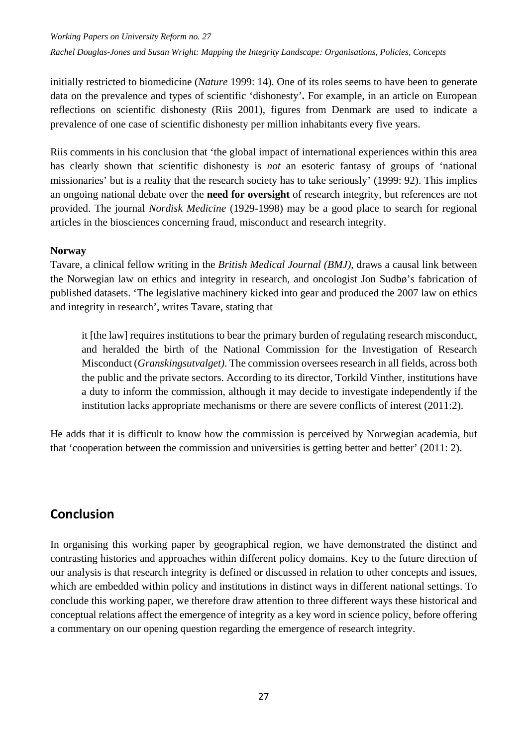initially restricted to biomedicine (*Nature* 1999: 14). One of its roles seems to have been to generate data on the prevalence and types of scientific 'dishonesty'**.** For example, in an article on European reflections on scientific dishonesty (Riis 2001), figures from Denmark are used to indicate a prevalence of one case of scientific dishonesty per million inhabitants every five years.

Riis comments in his conclusion that 'the global impact of international experiences within this area has clearly shown that scientific dishonesty is *not* an esoteric fantasy of groups of 'national missionaries' but is a reality that the research society has to take seriously' (1999: 92). This implies an ongoing national debate over the **need for oversight** of research integrity, but references are not provided. The journal *Nordisk Medicine* (1929-1998) may be a good place to search for regional articles in the biosciences concerning fraud, misconduct and research integrity.

**Norway**

Tavare, a clinical fellow writing in the *British Medical Journal (BMJ)*, draws a causal link between the Norwegian law on ethics and integrity in research, and oncologist Jon Sudbø's fabrication of published datasets. 'The legislative machinery kicked into gear and produced the 2007 law on ethics and integrity in research', writes Tavare, stating that

> it [the law] requires institutions to bear the primary burden of regulating research misconduct, and heralded the birth of the National Commission for the Investigation of Research Misconduct (*Granskingsutvalget)*. The commission oversees research in all fields, across both the public and the private sectors. According to its director, Torkild Vinther, institutions have a duty to inform the commission, although it may decide to investigate independently if the institution lacks appropriate mechanisms or there are severe conflicts of interest (2011:2).

He adds that it is difficult to know how the commission is perceived by Norwegian academia, but that 'cooperation between the commission and universities is getting better and better' (2011: 2).

## Conclusion

In organising this working paper by geographical region, we have demonstrated the distinct and contrasting histories and approaches within different policy domains. Key to the future direction of our analysis is that research integrity is defined or discussed in relation to other concepts and issues, which are embedded within policy and institutions in distinct ways in different national settings. To conclude this working paper, we therefore draw attention to three different ways these historical and conceptual relations affect the emergence of integrity as a key word in science policy, before offering a commentary on our opening question regarding the emergence of research integrity.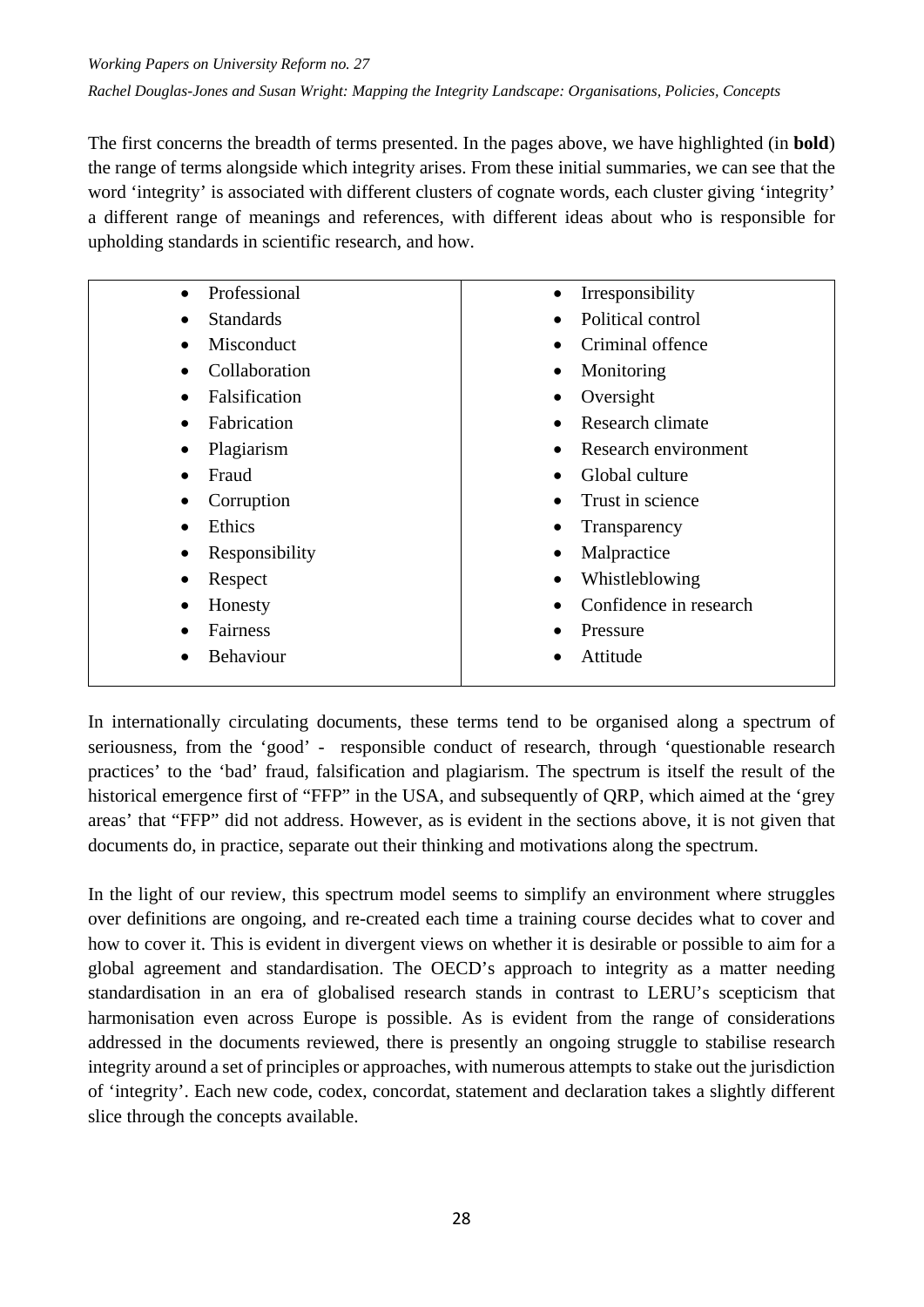The first concerns the breadth of terms presented. In the pages above, we have highlighted (in **bold**) the range of terms alongside which integrity arises. From these initial summaries, we can see that the word 'integrity' is associated with different clusters of cognate words, each cluster giving 'integrity' a different range of meanings and references, with different ideas about who is responsible for upholding standards in scientific research, and how.

| | |
|---|---|
| • Professional | • Irresponsibility |
| • Standards | • Political control |
| • Misconduct | • Criminal offence |
| • Collaboration | • Monitoring |
| • Falsification | • Oversight |
| • Fabrication | • Research climate |
| • Plagiarism | • Research environment |
| • Fraud | • Global culture |
| • Corruption | • Trust in science |
| • Ethics | • Transparency |
| • Responsibility | • Malpractice |
| • Respect | • Whistleblowing |
| • Honesty | • Confidence in research |
| • Fairness | • Pressure |
| • Behaviour | • Attitude |

In internationally circulating documents, these terms tend to be organised along a spectrum of seriousness, from the 'good' - responsible conduct of research, through 'questionable research practices' to the 'bad' fraud, falsification and plagiarism. The spectrum is itself the result of the historical emergence first of "FFP" in the USA, and subsequently of QRP, which aimed at the 'grey areas' that "FFP" did not address. However, as is evident in the sections above, it is not given that documents do, in practice, separate out their thinking and motivations along the spectrum.

In the light of our review, this spectrum model seems to simplify an environment where struggles over definitions are ongoing, and re-created each time a training course decides what to cover and how to cover it. This is evident in divergent views on whether it is desirable or possible to aim for a global agreement and standardisation. The OECD's approach to integrity as a matter needing standardisation in an era of globalised research stands in contrast to LERU's scepticism that harmonisation even across Europe is possible. As is evident from the range of considerations addressed in the documents reviewed, there is presently an ongoing struggle to stabilise research integrity around a set of principles or approaches, with numerous attempts to stake out the jurisdiction of 'integrity'. Each new code, codex, concordat, statement and declaration takes a slightly different slice through the concepts available.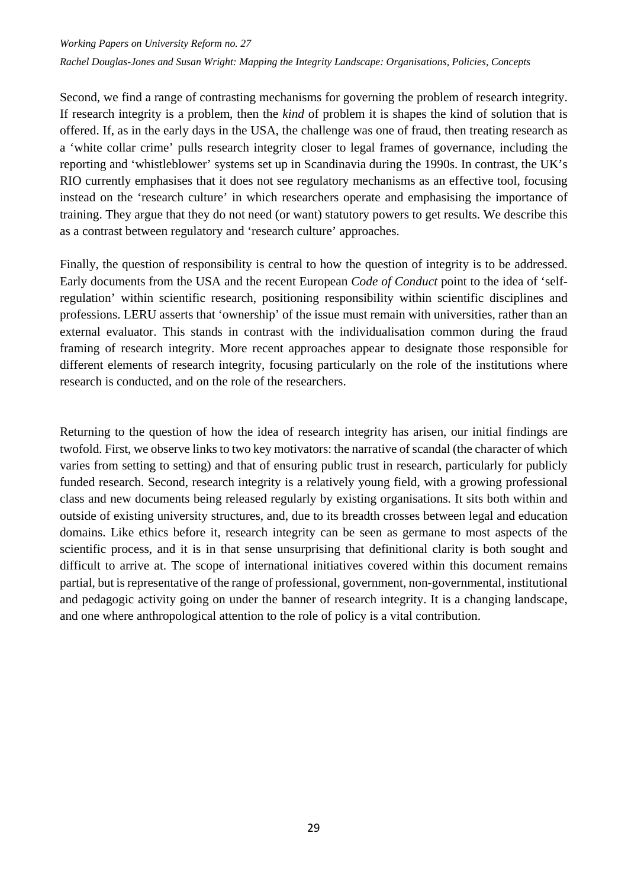Second, we find a range of contrasting mechanisms for governing the problem of research integrity. If research integrity is a problem, then the *kind* of problem it is shapes the kind of solution that is offered. If, as in the early days in the USA, the challenge was one of fraud, then treating research as a 'white collar crime' pulls research integrity closer to legal frames of governance, including the reporting and 'whistleblower' systems set up in Scandinavia during the 1990s. In contrast, the UK's RIO currently emphasises that it does not see regulatory mechanisms as an effective tool, focusing instead on the 'research culture' in which researchers operate and emphasising the importance of training. They argue that they do not need (or want) statutory powers to get results. We describe this as a contrast between regulatory and 'research culture' approaches.

Finally, the question of responsibility is central to how the question of integrity is to be addressed. Early documents from the USA and the recent European *Code of Conduct* point to the idea of 'self-regulation' within scientific research, positioning responsibility within scientific disciplines and professions. LERU asserts that 'ownership' of the issue must remain with universities, rather than an external evaluator. This stands in contrast with the individualisation common during the fraud framing of research integrity. More recent approaches appear to designate those responsible for different elements of research integrity, focusing particularly on the role of the institutions where research is conducted, and on the role of the researchers.

Returning to the question of how the idea of research integrity has arisen, our initial findings are twofold. First, we observe links to two key motivators: the narrative of scandal (the character of which varies from setting to setting) and that of ensuring public trust in research, particularly for publicly funded research. Second, research integrity is a relatively young field, with a growing professional class and new documents being released regularly by existing organisations. It sits both within and outside of existing university structures, and, due to its breadth crosses between legal and education domains. Like ethics before it, research integrity can be seen as germane to most aspects of the scientific process, and it is in that sense unsurprising that definitional clarity is both sought and difficult to arrive at. The scope of international initiatives covered within this document remains partial, but is representative of the range of professional, government, non-governmental, institutional and pedagogic activity going on under the banner of research integrity. It is a changing landscape, and one where anthropological attention to the role of policy is a vital contribution.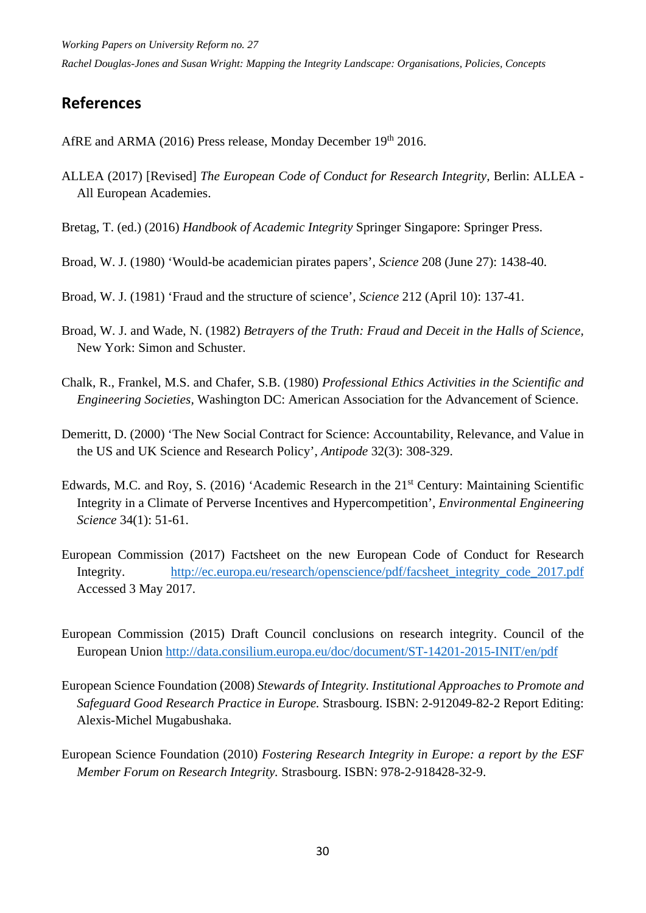## References

AfRE and ARMA (2016) Press release, Monday December 19th 2016.

ALLEA (2017) [Revised] *The European Code of Conduct for Research Integrity,* Berlin: ALLEA - All European Academies.

Bretag, T. (ed.) (2016) *Handbook of Academic Integrity* Springer Singapore: Springer Press.

Broad, W. J. (1980) 'Would-be academician pirates papers', *Science* 208 (June 27): 1438-40.

Broad, W. J. (1981) 'Fraud and the structure of science', *Science* 212 (April 10): 137-41.

Broad, W. J. and Wade, N. (1982) *Betrayers of the Truth: Fraud and Deceit in the Halls of Science,* New York: Simon and Schuster.

Chalk, R., Frankel, M.S. and Chafer, S.B. (1980) *Professional Ethics Activities in the Scientific and Engineering Societies,* Washington DC: American Association for the Advancement of Science.

Demeritt, D. (2000) 'The New Social Contract for Science: Accountability, Relevance, and Value in the US and UK Science and Research Policy', *Antipode* 32(3): 308-329.

Edwards, M.C. and Roy, S. (2016) 'Academic Research in the 21st Century: Maintaining Scientific Integrity in a Climate of Perverse Incentives and Hypercompetition', *Environmental Engineering Science* 34(1): 51-61.

European Commission (2017) Factsheet on the new European Code of Conduct for Research Integrity. http://ec.europa.eu/research/openscience/pdf/facsheet_integrity_code_2017.pdf Accessed 3 May 2017.

European Commission (2015) Draft Council conclusions on research integrity. Council of the European Union http://data.consilium.europa.eu/doc/document/ST-14201-2015-INIT/en/pdf

European Science Foundation (2008) *Stewards of Integrity. Institutional Approaches to Promote and Safeguard Good Research Practice in Europe.* Strasbourg. ISBN: 2-912049-82-2 Report Editing: Alexis-Michel Mugabushaka.

European Science Foundation (2010) *Fostering Research Integrity in Europe: a report by the ESF Member Forum on Research Integrity.* Strasbourg. ISBN: 978-2-918428-32-9.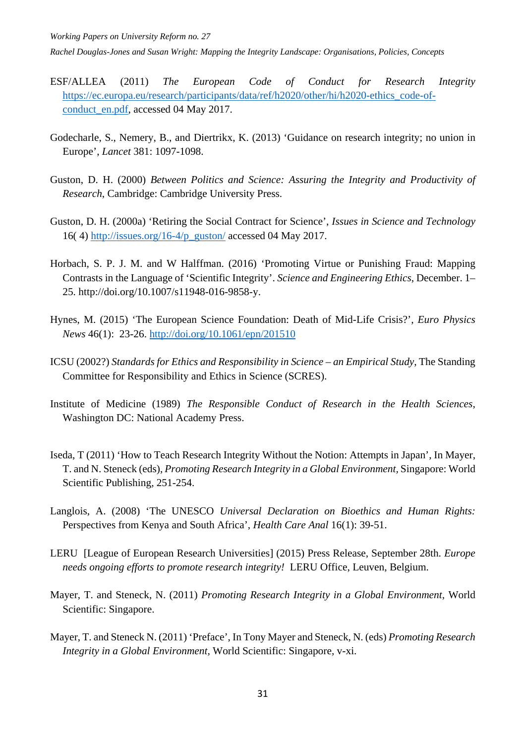ESF/ALLEA (2011) *The European Code of Conduct for Research Integrity* https://ec.europa.eu/research/participants/data/ref/h2020/other/hi/h2020-ethics_code-of-conduct_en.pdf, accessed 04 May 2017.

Godecharle, S., Nemery, B., and Diertrikx, K. (2013) 'Guidance on research integrity; no union in Europe', *Lancet* 381: 1097-1098.

Guston, D. H. (2000) *Between Politics and Science: Assuring the Integrity and Productivity of Research*, Cambridge: Cambridge University Press.

Guston, D. H. (2000a) 'Retiring the Social Contract for Science', *Issues in Science and Technology* 16( 4) http://issues.org/16-4/p_guston/ accessed 04 May 2017.

Horbach, S. P. J. M. and W Halffman. (2016) 'Promoting Virtue or Punishing Fraud: Mapping Contrasts in the Language of 'Scientific Integrity'. *Science and Engineering Ethics*, December. 1–25. http://doi.org/10.1007/s11948-016-9858-y.

Hynes, M. (2015) 'The European Science Foundation: Death of Mid-Life Crisis?', *Euro Physics News* 46(1): 23-26. http://doi.org/10.1061/epn/201510

ICSU (2002?) *Standards for Ethics and Responsibility in Science – an Empirical Study*, The Standing Committee for Responsibility and Ethics in Science (SCRES).

Institute of Medicine (1989) *The Responsible Conduct of Research in the Health Sciences*, Washington DC: National Academy Press.

Iseda, T (2011) 'How to Teach Research Integrity Without the Notion: Attempts in Japan', In Mayer, T. and N. Steneck (eds), *Promoting Research Integrity in a Global Environment,* Singapore: World Scientific Publishing, 251-254.

Langlois, A. (2008) 'The UNESCO *Universal Declaration on Bioethics and Human Rights:* Perspectives from Kenya and South Africa', *Health Care Anal* 16(1): 39-51.

LERU [League of European Research Universities] (2015) Press Release, September 28th. *Europe needs ongoing efforts to promote research integrity!* LERU Office, Leuven, Belgium.

Mayer, T. and Steneck, N. (2011) *Promoting Research Integrity in a Global Environment*, World Scientific: Singapore.

Mayer, T. and Steneck N. (2011) 'Preface', In Tony Mayer and Steneck, N. (eds) *Promoting Research Integrity in a Global Environment,* World Scientific: Singapore, v-xi.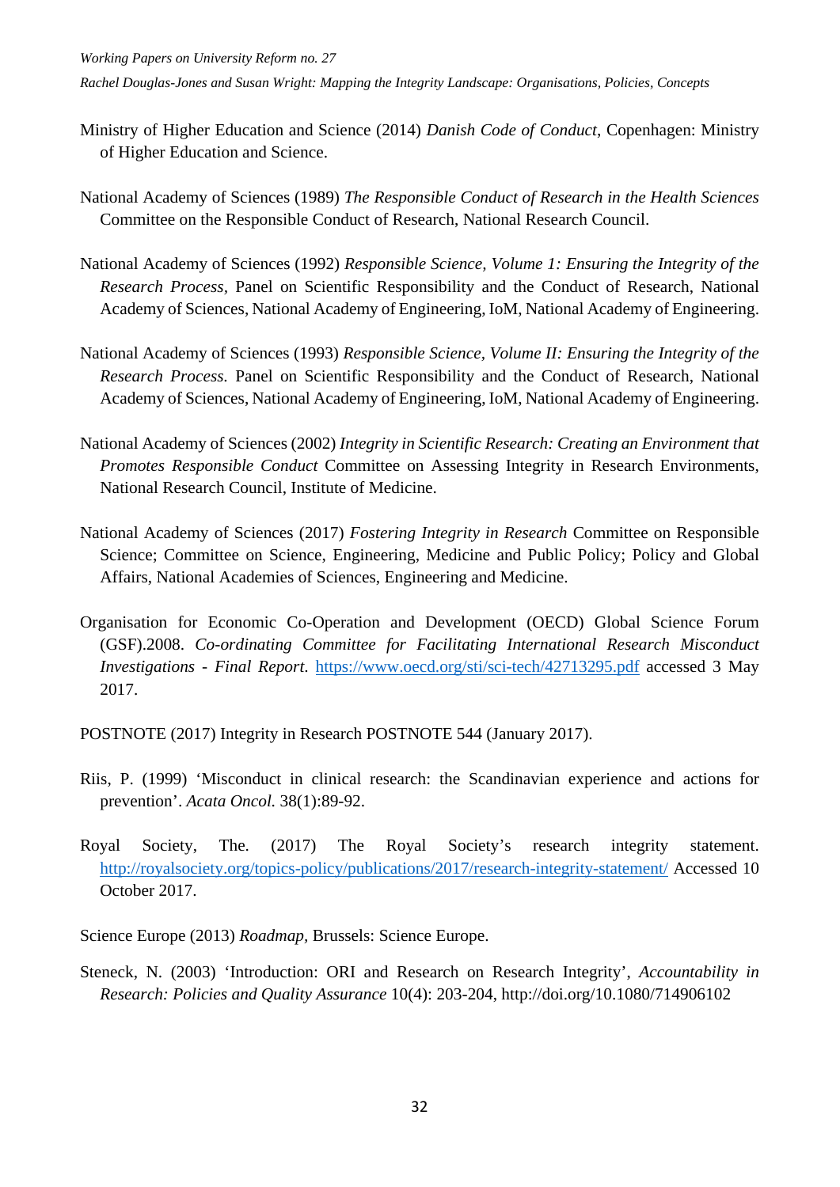Ministry of Higher Education and Science (2014) *Danish Code of Conduct*, Copenhagen: Ministry of Higher Education and Science.

National Academy of Sciences (1989) *The Responsible Conduct of Research in the Health Sciences* Committee on the Responsible Conduct of Research, National Research Council.

National Academy of Sciences (1992) *Responsible Science, Volume 1: Ensuring the Integrity of the Research Process*, Panel on Scientific Responsibility and the Conduct of Research, National Academy of Sciences, National Academy of Engineering, IoM, National Academy of Engineering.

National Academy of Sciences (1993) *Responsible Science, Volume II: Ensuring the Integrity of the Research Process.* Panel on Scientific Responsibility and the Conduct of Research, National Academy of Sciences, National Academy of Engineering, IoM, National Academy of Engineering.

National Academy of Sciences (2002) *Integrity in Scientific Research: Creating an Environment that Promotes Responsible Conduct* Committee on Assessing Integrity in Research Environments, National Research Council, Institute of Medicine.

National Academy of Sciences (2017) *Fostering Integrity in Research* Committee on Responsible Science; Committee on Science, Engineering, Medicine and Public Policy; Policy and Global Affairs, National Academies of Sciences, Engineering and Medicine.

Organisation for Economic Co-Operation and Development (OECD) Global Science Forum (GSF).2008. *Co-ordinating Committee for Facilitating International Research Misconduct Investigations - Final Report*. https://www.oecd.org/sti/sci-tech/42713295.pdf accessed 3 May 2017.

POSTNOTE (2017) Integrity in Research POSTNOTE 544 (January 2017).

Riis, P. (1999) 'Misconduct in clinical research: the Scandinavian experience and actions for prevention'. *Acata Oncol.* 38(1):89-92.

Royal Society, The. (2017) The Royal Society's research integrity statement. http://royalsociety.org/topics-policy/publications/2017/research-integrity-statement/ Accessed 10 October 2017.

Science Europe (2013) *Roadmap*, Brussels: Science Europe.

Steneck, N. (2003) 'Introduction: ORI and Research on Research Integrity', *Accountability in Research: Policies and Quality Assurance* 10(4): 203-204, http://doi.org/10.1080/714906102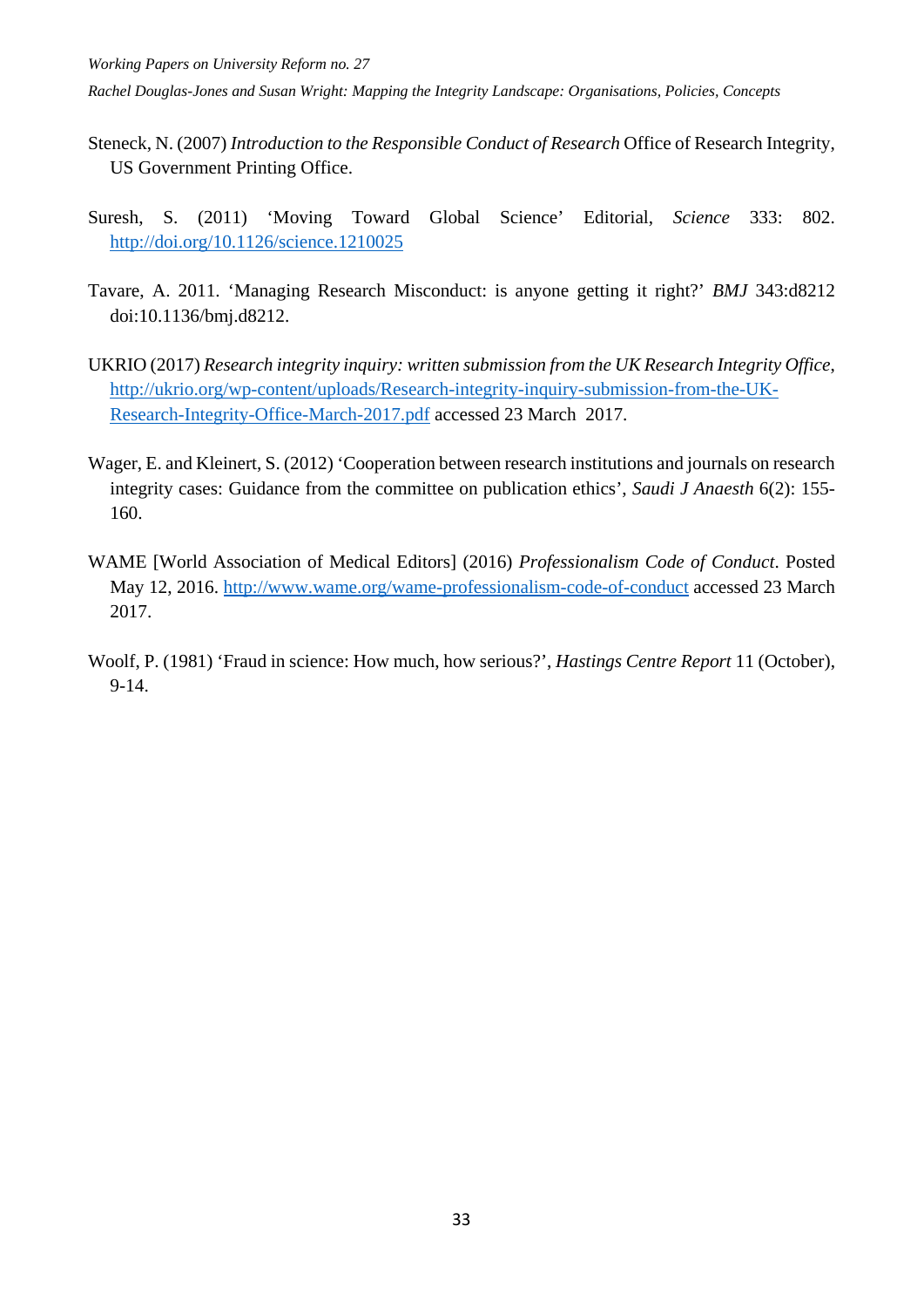Steneck, N. (2007) *Introduction to the Responsible Conduct of Research* Office of Research Integrity, US Government Printing Office.

Suresh, S. (2011) 'Moving Toward Global Science' Editorial, *Science* 333: 802. http://doi.org/10.1126/science.1210025

Tavare, A. 2011. 'Managing Research Misconduct: is anyone getting it right?' *BMJ* 343:d8212 doi:10.1136/bmj.d8212.

UKRIO (2017) *Research integrity inquiry: written submission from the UK Research Integrity Office*, http://ukrio.org/wp-content/uploads/Research-integrity-inquiry-submission-from-the-UK-Research-Integrity-Office-March-2017.pdf accessed 23 March 2017.

Wager, E. and Kleinert, S. (2012) 'Cooperation between research institutions and journals on research integrity cases: Guidance from the committee on publication ethics', *Saudi J Anaesth* 6(2): 155-160.

WAME [World Association of Medical Editors] (2016) *Professionalism Code of Conduct*. Posted May 12, 2016. http://www.wame.org/wame-professionalism-code-of-conduct accessed 23 March 2017.

Woolf, P. (1981) 'Fraud in science: How much, how serious?', *Hastings Centre Report* 11 (October), 9-14.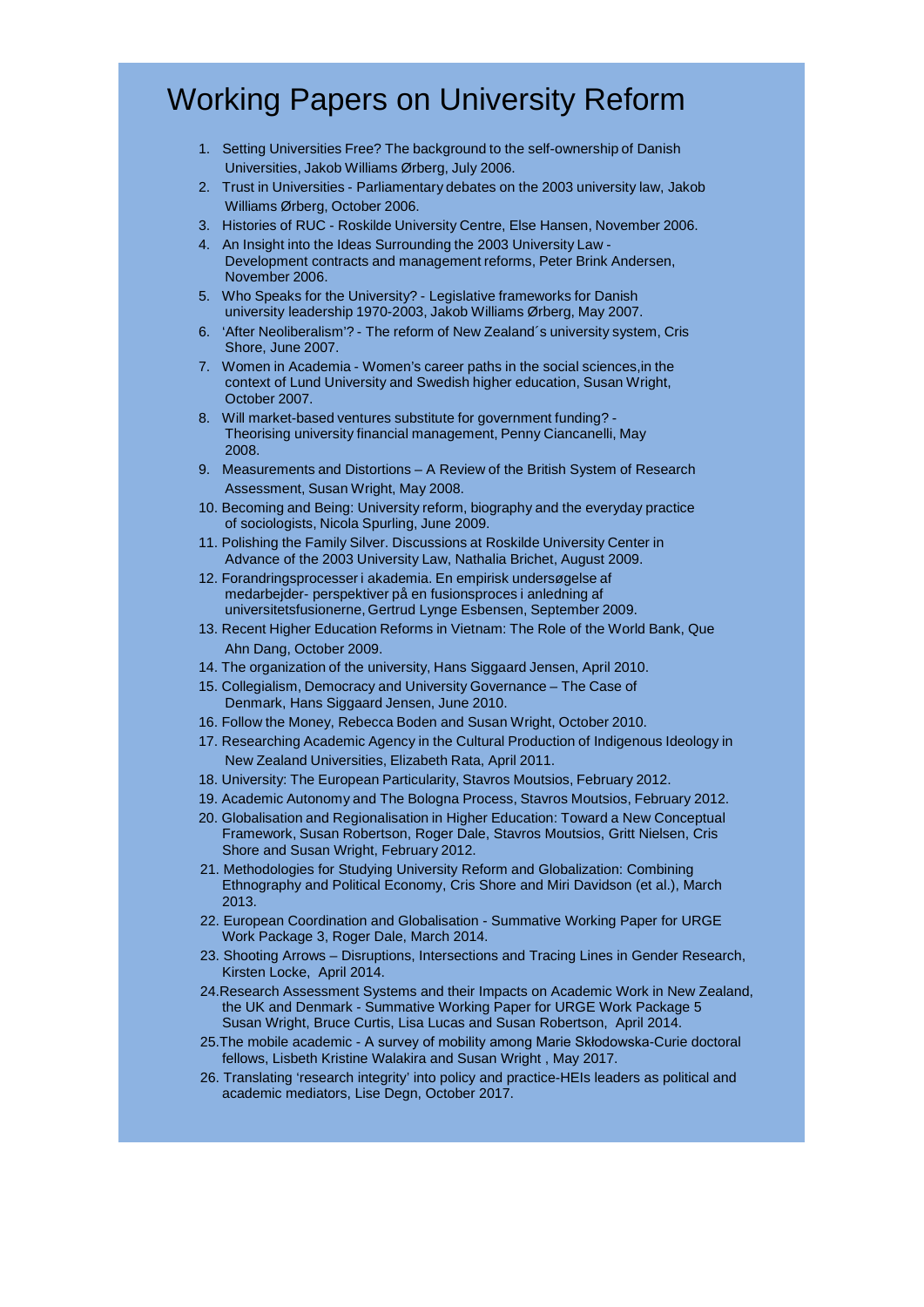# Working Papers on University Reform

1. Setting Universities Free? The background to the self-ownership of Danish Universities, Jakob Williams Ørberg, July 2006.
2. Trust in Universities - Parliamentary debates on the 2003 university law, Jakob Williams Ørberg, October 2006.
3. Histories of RUC - Roskilde University Centre, Else Hansen, November 2006.
4. An Insight into the Ideas Surrounding the 2003 University Law - Development contracts and management reforms, Peter Brink Andersen, November 2006.
5. Who Speaks for the University? - Legislative frameworks for Danish university leadership 1970-2003, Jakob Williams Ørberg, May 2007.
6. 'After Neoliberalism'? - The reform of New Zealand´s university system, Cris Shore, June 2007.
7. Women in Academia - Women's career paths in the social sciences,in the context of Lund University and Swedish higher education, Susan Wright, October 2007.
8. Will market-based ventures substitute for government funding? - Theorising university financial management, Penny Ciancanelli, May 2008.
9. Measurements and Distortions – A Review of the British System of Research Assessment, Susan Wright, May 2008.
10. Becoming and Being: University reform, biography and the everyday practice of sociologists, Nicola Spurling, June 2009.
11. Polishing the Family Silver. Discussions at Roskilde University Center in Advance of the 2003 University Law, Nathalia Brichet, August 2009.
12. Forandringsprocesser i akademia. En empirisk undersøgelse af medarbejder- perspektiver på en fusionsproces i anledning af universitetsfusionerne, Gertrud Lynge Esbensen, September 2009.
13. Recent Higher Education Reforms in Vietnam: The Role of the World Bank, Que Ahn Dang, October 2009.
14. The organization of the university, Hans Siggaard Jensen, April 2010.
15. Collegialism, Democracy and University Governance – The Case of Denmark, Hans Siggaard Jensen, June 2010.
16. Follow the Money, Rebecca Boden and Susan Wright, October 2010.
17. Researching Academic Agency in the Cultural Production of Indigenous Ideology in New Zealand Universities, Elizabeth Rata, April 2011.
18. University: The European Particularity, Stavros Moutsios, February 2012.
19. Academic Autonomy and The Bologna Process, Stavros Moutsios, February 2012.
20. Globalisation and Regionalisation in Higher Education: Toward a New Conceptual Framework, Susan Robertson, Roger Dale, Stavros Moutsios, Gritt Nielsen, Cris Shore and Susan Wright, February 2012.
21. Methodologies for Studying University Reform and Globalization: Combining Ethnography and Political Economy, Cris Shore and Miri Davidson (et al.), March 2013.
22. European Coordination and Globalisation - Summative Working Paper for URGE Work Package 3, Roger Dale, March 2014.
23. Shooting Arrows – Disruptions, Intersections and Tracing Lines in Gender Research, Kirsten Locke, April 2014.
24. Research Assessment Systems and their Impacts on Academic Work in New Zealand, the UK and Denmark - Summative Working Paper for URGE Work Package 5 Susan Wright, Bruce Curtis, Lisa Lucas and Susan Robertson, April 2014.
25. The mobile academic - A survey of mobility among Marie Skłodowska-Curie doctoral fellows, Lisbeth Kristine Walakira and Susan Wright , May 2017.
26. Translating 'research integrity' into policy and practice-HEIs leaders as political and academic mediators, Lise Degn, October 2017.